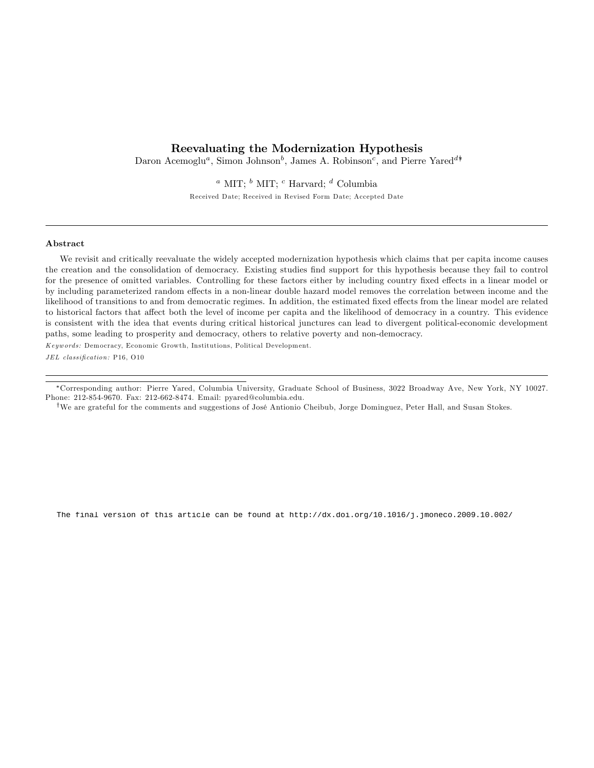# Reevaluating the Modernization Hypothesis

Daron Acemoglu[a], Simon Johnson[b], James A. Robinson[c], and Pierre Yared[d*†]

[a] MIT; [b] MIT; [c] Harvard; [d] Columbia

Received Date; Received in Revised Form Date; Accepted Date

---

### Abstract

We revisit and critically reevaluate the widely accepted modernization hypothesis which claims that per capita income causes the creation and the consolidation of democracy. Existing studies find support for this hypothesis because they fail to control for the presence of omitted variables. Controlling for these factors either by including country fixed effects in a linear model or by including parameterized random effects in a non-linear double hazard model removes the correlation between income and the likelihood of transitions to and from democratic regimes. In addition, the estimated fixed effects from the linear model are related to historical factors that affect both the level of income per capita and the likelihood of democracy in a country. This evidence is consistent with the idea that events during critical historical junctures can lead to divergent political-economic development paths, some leading to prosperity and democracy, others to relative poverty and non-democracy.

*Keywords:* Democracy, Economic Growth, Institutions, Political Development.

*JEL classification:* P16, O10

---

*Corresponding author: Pierre Yared, Columbia University, Graduate School of Business, 3022 Broadway Ave, New York, NY 10027. Phone: 212-854-9670. Fax: 212-662-8474. Email: pyared@columbia.edu.

†We are grateful for the comments and suggestions of José Antionio Cheibub, Jorge Dominguez, Peter Hall, and Susan Stokes.

The final version of this article can be found at http://dx.doi.org/10.1016/j.jmoneco.2009.10.002/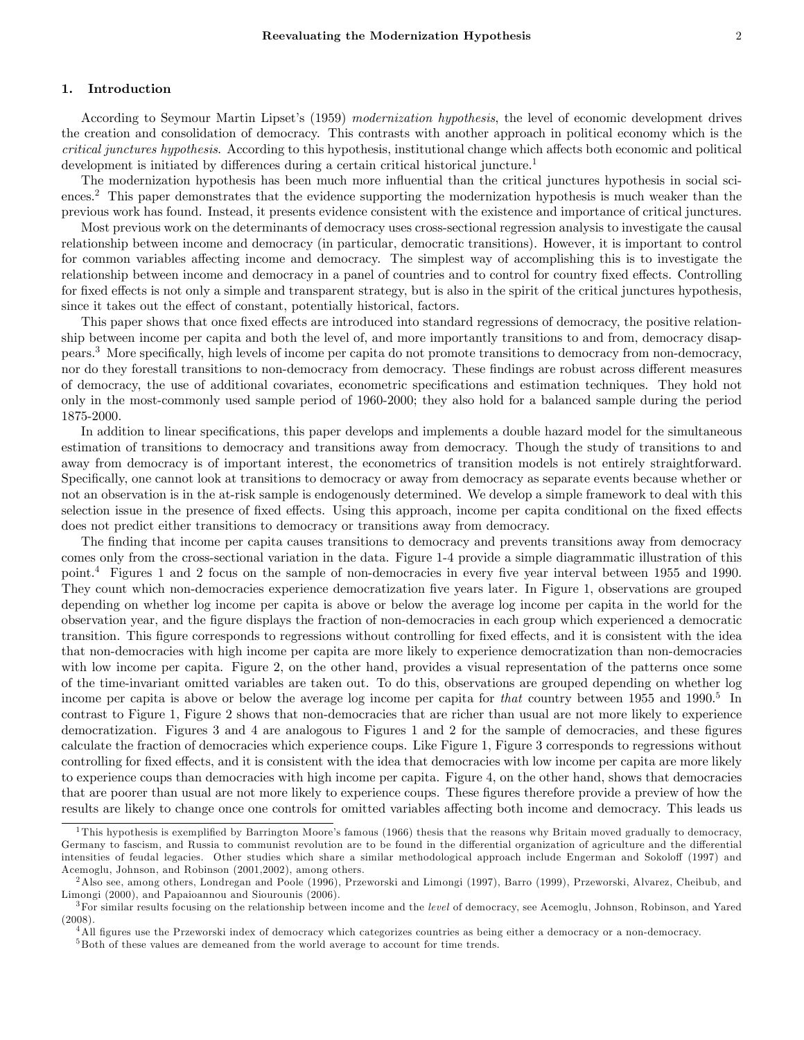## 1. Introduction

According to Seymour Martin Lipset's (1959) *modernization hypothesis*, the level of economic development drives the creation and consolidation of democracy. This contrasts with another approach in political economy which is the *critical junctures hypothesis*. According to this hypothesis, institutional change which affects both economic and political development is initiated by differences during a certain critical historical juncture.[1]

The modernization hypothesis has been much more influential than the critical junctures hypothesis in social sciences.[2] This paper demonstrates that the evidence supporting the modernization hypothesis is much weaker than the previous work has found. Instead, it presents evidence consistent with the existence and importance of critical junctures.

Most previous work on the determinants of democracy uses cross-sectional regression analysis to investigate the causal relationship between income and democracy (in particular, democratic transitions). However, it is important to control for common variables affecting income and democracy. The simplest way of accomplishing this is to investigate the relationship between income and democracy in a panel of countries and to control for country fixed effects. Controlling for fixed effects is not only a simple and transparent strategy, but is also in the spirit of the critical junctures hypothesis, since it takes out the effect of constant, potentially historical, factors.

This paper shows that once fixed effects are introduced into standard regressions of democracy, the positive relationship between income per capita and both the level of, and more importantly transitions to and from, democracy disappears.[3] More specifically, high levels of income per capita do not promote transitions to democracy from non-democracy, nor do they forestall transitions to non-democracy from democracy. These findings are robust across different measures of democracy, the use of additional covariates, econometric specifications and estimation techniques. They hold not only in the most-commonly used sample period of 1960-2000; they also hold for a balanced sample during the period 1875-2000.

In addition to linear specifications, this paper develops and implements a double hazard model for the simultaneous estimation of transitions to democracy and transitions away from democracy. Though the study of transitions to and away from democracy is of important interest, the econometrics of transition models is not entirely straightforward. Specifically, one cannot look at transitions to democracy or away from democracy as separate events because whether or not an observation is in the at-risk sample is endogenously determined. We develop a simple framework to deal with this selection issue in the presence of fixed effects. Using this approach, income per capita conditional on the fixed effects does not predict either transitions to democracy or transitions away from democracy.

The finding that income per capita causes transitions to democracy and prevents transitions away from democracy comes only from the cross-sectional variation in the data. Figure 1-4 provide a simple diagrammatic illustration of this point.[4] Figures 1 and 2 focus on the sample of non-democracies in every five year interval between 1955 and 1990. They count which non-democracies experience democratization five years later. In Figure 1, observations are grouped depending on whether log income per capita is above or below the average log income per capita in the world for the observation year, and the figure displays the fraction of non-democracies in each group which experienced a democratic transition. This figure corresponds to regressions without controlling for fixed effects, and it is consistent with the idea that non-democracies with high income per capita are more likely to experience democratization than non-democracies with low income per capita. Figure 2, on the other hand, provides a visual representation of the patterns once some of the time-invariant omitted variables are taken out. To do this, observations are grouped depending on whether log income per capita is above or below the average log income per capita for *that* country between 1955 and 1990.[5] In contrast to Figure 1, Figure 2 shows that non-democracies that are richer than usual are not more likely to experience democratization. Figures 3 and 4 are analogous to Figures 1 and 2 for the sample of democracies, and these figures calculate the fraction of democracies which experience coups. Like Figure 1, Figure 3 corresponds to regressions without controlling for fixed effects, and it is consistent with the idea that democracies with low income per capita are more likely to experience coups than democracies with high income per capita. Figure 4, on the other hand, shows that democracies that are poorer than usual are not more likely to experience coups. These figures therefore provide a preview of how the results are likely to change once one controls for omitted variables affecting both income and democracy. This leads us

---

[1] This hypothesis is exemplified by Barrington Moore's famous (1966) thesis that the reasons why Britain moved gradually to democracy, Germany to fascism, and Russia to communist revolution are to be found in the differential organization of agriculture and the differential intensities of feudal legacies. Other studies which share a similar methodological approach include Engerman and Sokoloff (1997) and Acemoglu, Johnson, and Robinson (2001,2002), among others.

[2] Also see, among others, Londregan and Poole (1996), Przeworski and Limongi (1997), Barro (1999), Przeworski, Alvarez, Cheibub, and Limongi (2000), and Papaioannou and Siourounis (2006).

[3] For similar results focusing on the relationship between income and the *level* of democracy, see Acemoglu, Johnson, Robinson, and Yared (2008).

[4] All figures use the Przeworski index of democracy which categorizes countries as being either a democracy or a non-democracy.

[5] Both of these values are demeaned from the world average to account for time trends.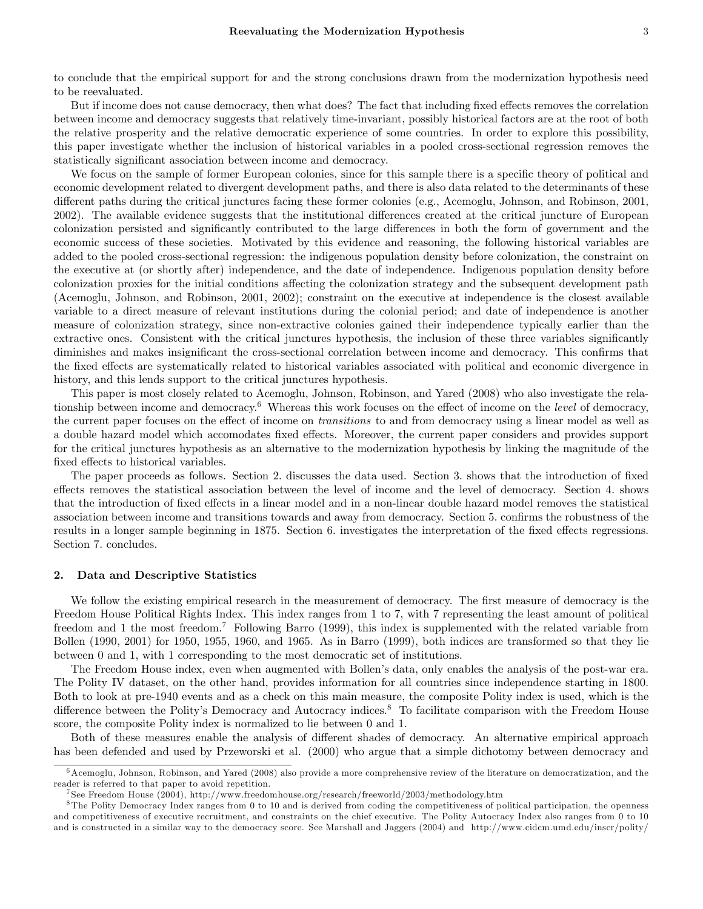to conclude that the empirical support for and the strong conclusions drawn from the modernization hypothesis need to be reevaluated.

But if income does not cause democracy, then what does? The fact that including fixed effects removes the correlation between income and democracy suggests that relatively time-invariant, possibly historical factors are at the root of both the relative prosperity and the relative democratic experience of some countries. In order to explore this possibility, this paper investigate whether the inclusion of historical variables in a pooled cross-sectional regression removes the statistically significant association between income and democracy.

We focus on the sample of former European colonies, since for this sample there is a specific theory of political and economic development related to divergent development paths, and there is also data related to the determinants of these different paths during the critical junctures facing these former colonies (e.g., Acemoglu, Johnson, and Robinson, 2001, 2002). The available evidence suggests that the institutional differences created at the critical juncture of European colonization persisted and significantly contributed to the large differences in both the form of government and the economic success of these societies. Motivated by this evidence and reasoning, the following historical variables are added to the pooled cross-sectional regression: the indigenous population density before colonization, the constraint on the executive at (or shortly after) independence, and the date of independence. Indigenous population density before colonization proxies for the initial conditions affecting the colonization strategy and the subsequent development path (Acemoglu, Johnson, and Robinson, 2001, 2002); constraint on the executive at independence is the closest available variable to a direct measure of relevant institutions during the colonial period; and date of independence is another measure of colonization strategy, since non-extractive colonies gained their independence typically earlier than the extractive ones. Consistent with the critical junctures hypothesis, the inclusion of these three variables significantly diminishes and makes insignificant the cross-sectional correlation between income and democracy. This confirms that the fixed effects are systematically related to historical variables associated with political and economic divergence in history, and this lends support to the critical junctures hypothesis.

This paper is most closely related to Acemoglu, Johnson, Robinson, and Yared (2008) who also investigate the relationship between income and democracy.[6] Whereas this work focuses on the effect of income on the *level* of democracy, the current paper focuses on the effect of income on *transitions* to and from democracy using a linear model as well as a double hazard model which accomodates fixed effects. Moreover, the current paper considers and provides support for the critical junctures hypothesis as an alternative to the modernization hypothesis by linking the magnitude of the fixed effects to historical variables.

The paper proceeds as follows. Section 2. discusses the data used. Section 3. shows that the introduction of fixed effects removes the statistical association between the level of income and the level of democracy. Section 4. shows that the introduction of fixed effects in a linear model and in a non-linear double hazard model removes the statistical association between income and transitions towards and away from democracy. Section 5. confirms the robustness of the results in a longer sample beginning in 1875. Section 6. investigates the interpretation of the fixed effects regressions. Section 7. concludes.

## 2. Data and Descriptive Statistics

We follow the existing empirical research in the measurement of democracy. The first measure of democracy is the Freedom House Political Rights Index. This index ranges from 1 to 7, with 7 representing the least amount of political freedom and 1 the most freedom.[7] Following Barro (1999), this index is supplemented with the related variable from Bollen (1990, 2001) for 1950, 1955, 1960, and 1965. As in Barro (1999), both indices are transformed so that they lie between 0 and 1, with 1 corresponding to the most democratic set of institutions.

The Freedom House index, even when augmented with Bollen's data, only enables the analysis of the post-war era. The Polity IV dataset, on the other hand, provides information for all countries since independence starting in 1800. Both to look at pre-1940 events and as a check on this main measure, the composite Polity index is used, which is the difference between the Polity's Democracy and Autocracy indices.[8] To facilitate comparison with the Freedom House score, the composite Polity index is normalized to lie between 0 and 1.

Both of these measures enable the analysis of different shades of democracy. An alternative empirical approach has been defended and used by Przeworski et al. (2000) who argue that a simple dichotomy between democracy and

---

[6] Acemoglu, Johnson, Robinson, and Yared (2008) also provide a more comprehensive review of the literature on democratization, and the reader is referred to that paper to avoid repetition.

[7] See Freedom House (2004), http://www.freedomhouse.org/research/freeworld/2003/methodology.htm

[8] The Polity Democracy Index ranges from 0 to 10 and is derived from coding the competitiveness of political participation, the openness and competitiveness of executive recruitment, and constraints on the chief executive. The Polity Autocracy Index also ranges from 0 to 10 and is constructed in a similar way to the democracy score. See Marshall and Jaggers (2004) and http://www.cidcm.umd.edu/inscr/polity/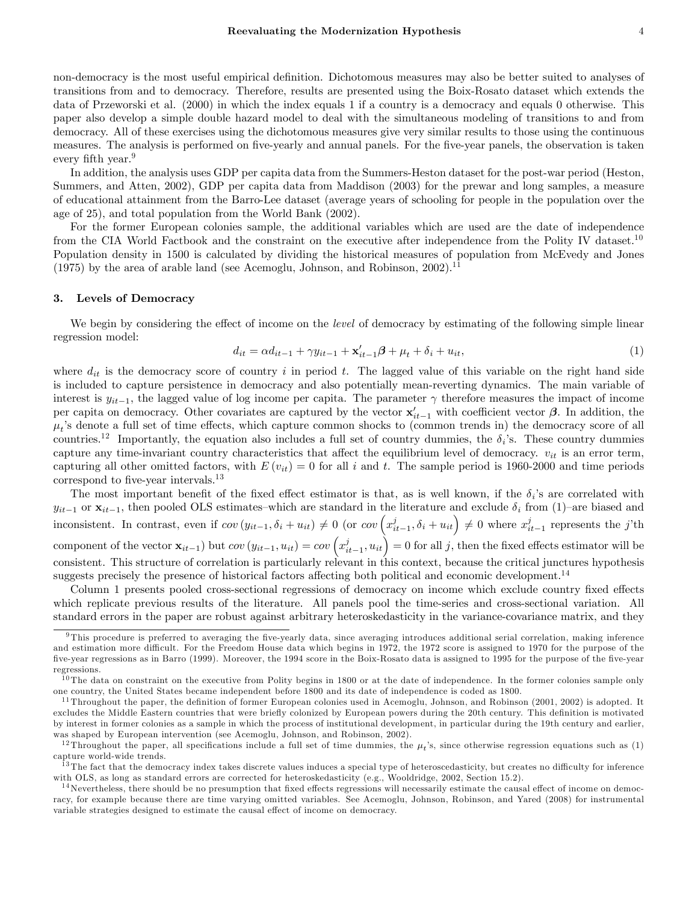non-democracy is the most useful empirical definition. Dichotomous measures may also be better suited to analyses of transitions from and to democracy. Therefore, results are presented using the Boix-Rosato dataset which extends the data of Przeworski et al. (2000) in which the index equals 1 if a country is a democracy and equals 0 otherwise. This paper also develop a simple double hazard model to deal with the simultaneous modeling of transitions to and from democracy. All of these exercises using the dichotomous measures give very similar results to those using the continuous measures. The analysis is performed on five-yearly and annual panels. For the five-year panels, the observation is taken every fifth year.[9]

In addition, the analysis uses GDP per capita data from the Summers-Heston dataset for the post-war period (Heston, Summers, and Atten, 2002), GDP per capita data from Maddison (2003) for the prewar and long samples, a measure of educational attainment from the Barro-Lee dataset (average years of schooling for people in the population over the age of 25), and total population from the World Bank (2002).

For the former European colonies sample, the additional variables which are used are the date of independence from the CIA World Factbook and the constraint on the executive after independence from the Polity IV dataset.[10] Population density in 1500 is calculated by dividing the historical measures of population from McEvedy and Jones (1975) by the area of arable land (see Acemoglu, Johnson, and Robinson, 2002).[11]

## 3. Levels of Democracy

We begin by considering the effect of income on the *level* of democracy by estimating of the following simple linear regression model:

$$d_{it} = \alpha d_{it-1} + \gamma y_{it-1} + \mathbf{x}'_{it-1}\boldsymbol{\beta} + \mu_t + \delta_i + u_{it}, \tag{1}$$

where $d_{it}$ is the democracy score of country $i$ in period $t$. The lagged value of this variable on the right hand side is included to capture persistence in democracy and also potentially mean-reverting dynamics. The main variable of interest is $y_{it-1}$, the lagged value of log income per capita. The parameter $\gamma$ therefore measures the impact of income per capita on democracy. Other covariates are captured by the vector $\mathbf{x}'_{it-1}$ with coefficient vector $\boldsymbol{\beta}$. In addition, the $\mu_t$'s denote a full set of time effects, which capture common shocks to (common trends in) the democracy score of all countries.[12] Importantly, the equation also includes a full set of country dummies, the $\delta_i$'s. These country dummies capture any time-invariant country characteristics that affect the equilibrium level of democracy. $v_{it}$ is an error term, capturing all other omitted factors, with $E(v_{it}) = 0$ for all $i$ and $t$. The sample period is 1960-2000 and time periods correspond to five-year intervals.[13]

The most important benefit of the fixed effect estimator is that, as is well known, if the $\delta_i$'s are correlated with $y_{it-1}$ or $\mathbf{x}_{it-1}$, then pooled OLS estimates–which are standard in the literature and exclude $\delta_i$ from (1)–are biased and inconsistent. In contrast, even if $cov(y_{it-1}, \delta_i + u_{it}) \neq 0$ (or $cov\left(x^j_{it-1}, \delta_i + u_{it}\right) \neq 0$ where $x^j_{it-1}$ represents the $j$'th component of the vector $\mathbf{x}_{it-1}$) but $cov(y_{it-1}, u_{it}) = cov\left(x^j_{it-1}, u_{it}\right) = 0$ for all $j$, then the fixed effects estimator will be consistent. This structure of correlation is particularly relevant in this context, because the critical junctures hypothesis suggests precisely the presence of historical factors affecting both political and economic development.[14]

Column 1 presents pooled cross-sectional regressions of democracy on income which exclude country fixed effects which replicate previous results of the literature. All panels pool the time-series and cross-sectional variation. All standard errors in the paper are robust against arbitrary heteroskedasticity in the variance-covariance matrix, and they

---

[9] This procedure is preferred to averaging the five-yearly data, since averaging introduces additional serial correlation, making inference and estimation more difficult. For the Freedom House data which begins in 1972, the 1972 score is assigned to 1970 for the purpose of the five-year regressions as in Barro (1999). Moreover, the 1994 score in the Boix-Rosato data is assigned to 1995 for the purpose of the five-year regressions.

[10] The data on constraint on the executive from Polity begins in 1800 or at the date of independence. In the former colonies sample only one country, the United States became independent before 1800 and its date of independence is coded as 1800.

[11] Throughout the paper, the definition of former European colonies used in Acemoglu, Johnson, and Robinson (2001, 2002) is adopted. It excludes the Middle Eastern countries that were briefly colonized by European powers during the 20th century. This definition is motivated by interest in former colonies as a sample in which the process of institutional development, in particular during the 19th century and earlier, was shaped by European intervention (see Acemoglu, Johnson, and Robinson, 2002).

[12] Throughout the paper, all specifications include a full set of time dummies, the $\mu_t$'s, since otherwise regression equations such as (1) capture world-wide trends.

[13] The fact that the democracy index takes discrete values induces a special type of heteroscedasticity, but creates no difficulty for inference with OLS, as long as standard errors are corrected for heteroskedasticity (e.g., Wooldridge, 2002, Section 15.2).

[14] Nevertheless, there should be no presumption that fixed effects regressions will necessarily estimate the causal effect of income on democracy, for example because there are time varying omitted variables. See Acemoglu, Johnson, Robinson, and Yared (2008) for instrumental variable strategies designed to estimate the causal effect of income on democracy.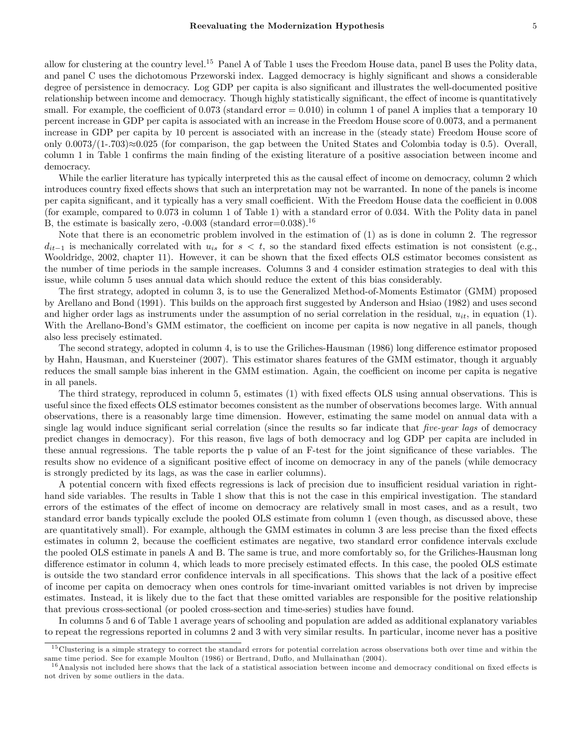allow for clustering at the country level.[15] Panel A of Table 1 uses the Freedom House data, panel B uses the Polity data, and panel C uses the dichotomous Przeworski index. Lagged democracy is highly significant and shows a considerable degree of persistence in democracy. Log GDP per capita is also significant and illustrates the well-documented positive relationship between income and democracy. Though highly statistically significant, the effect of income is quantitatively small. For example, the coefficient of 0.073 (standard error = 0.010) in column 1 of panel A implies that a temporary 10 percent increase in GDP per capita is associated with an increase in the Freedom House score of 0.0073, and a permanent increase in GDP per capita by 10 percent is associated with an increase in the (steady state) Freedom House score of only $0.0073/(1\text{-}.703)\approx 0.025$ (for comparison, the gap between the United States and Colombia today is 0.5). Overall, column 1 in Table 1 confirms the main finding of the existing literature of a positive association between income and democracy.

While the earlier literature has typically interpreted this as the causal effect of income on democracy, column 2 which introduces country fixed effects shows that such an interpretation may not be warranted. In none of the panels is income per capita significant, and it typically has a very small coefficient. With the Freedom House data the coefficient in 0.008 (for example, compared to 0.073 in column 1 of Table 1) with a standard error of 0.034. With the Polity data in panel B, the estimate is basically zero, -0.003 (standard error=0.038).[16]

Note that there is an econometric problem involved in the estimation of (1) as is done in column 2. The regressor $d_{it-1}$ is mechanically correlated with $u_{is}$ for $s < t$, so the standard fixed effects estimation is not consistent (e.g., Wooldridge, 2002, chapter 11). However, it can be shown that the fixed effects OLS estimator becomes consistent as the number of time periods in the sample increases. Columns 3 and 4 consider estimation strategies to deal with this issue, while column 5 uses annual data which should reduce the extent of this bias considerably.

The first strategy, adopted in column 3, is to use the Generalized Method-of-Moments Estimator (GMM) proposed by Arellano and Bond (1991). This builds on the approach first suggested by Anderson and Hsiao (1982) and uses second and higher order lags as instruments under the assumption of no serial correlation in the residual, $u_{it}$, in equation (1). With the Arellano-Bond's GMM estimator, the coefficient on income per capita is now negative in all panels, though also less precisely estimated.

The second strategy, adopted in column 4, is to use the Griliches-Hausman (1986) long difference estimator proposed by Hahn, Hausman, and Kuersteiner (2007). This estimator shares features of the GMM estimator, though it arguably reduces the small sample bias inherent in the GMM estimation. Again, the coefficient on income per capita is negative in all panels.

The third strategy, reproduced in column 5, estimates (1) with fixed effects OLS using annual observations. This is useful since the fixed effects OLS estimator becomes consistent as the number of observations becomes large. With annual observations, there is a reasonably large time dimension. However, estimating the same model on annual data with a single lag would induce significant serial correlation (since the results so far indicate that *five-year lags* of democracy predict changes in democracy). For this reason, five lags of both democracy and log GDP per capita are included in these annual regressions. The table reports the p value of an F-test for the joint significance of these variables. The results show no evidence of a significant positive effect of income on democracy in any of the panels (while democracy is strongly predicted by its lags, as was the case in earlier columns).

A potential concern with fixed effects regressions is lack of precision due to insufficient residual variation in right-hand side variables. The results in Table 1 show that this is not the case in this empirical investigation. The standard errors of the estimates of the effect of income on democracy are relatively small in most cases, and as a result, two standard error bands typically exclude the pooled OLS estimate from column 1 (even though, as discussed above, these are quantitatively small). For example, although the GMM estimates in column 3 are less precise than the fixed effects estimates in column 2, because the coefficient estimates are negative, two standard error confidence intervals exclude the pooled OLS estimate in panels A and B. The same is true, and more comfortably so, for the Griliches-Hausman long difference estimator in column 4, which leads to more precisely estimated effects. In this case, the pooled OLS estimate is outside the two standard error confidence intervals in all specifications. This shows that the lack of a positive effect of income per capita on democracy when ones controls for time-invariant omitted variables is not driven by imprecise estimates. Instead, it is likely due to the fact that these omitted variables are responsible for the positive relationship that previous cross-sectional (or pooled cross-section and time-series) studies have found.

In columns 5 and 6 of Table 1 average years of schooling and population are added as additional explanatory variables to repeat the regressions reported in columns 2 and 3 with very similar results. In particular, income never has a positive

[15] Clustering is a simple strategy to correct the standard errors for potential correlation across observations both over time and within the same time period. See for example Moulton (1986) or Bertrand, Duflo, and Mullainathan (2004).

[16] Analysis not included here shows that the lack of a statistical association between income and democracy conditional on fixed effects is not driven by some outliers in the data.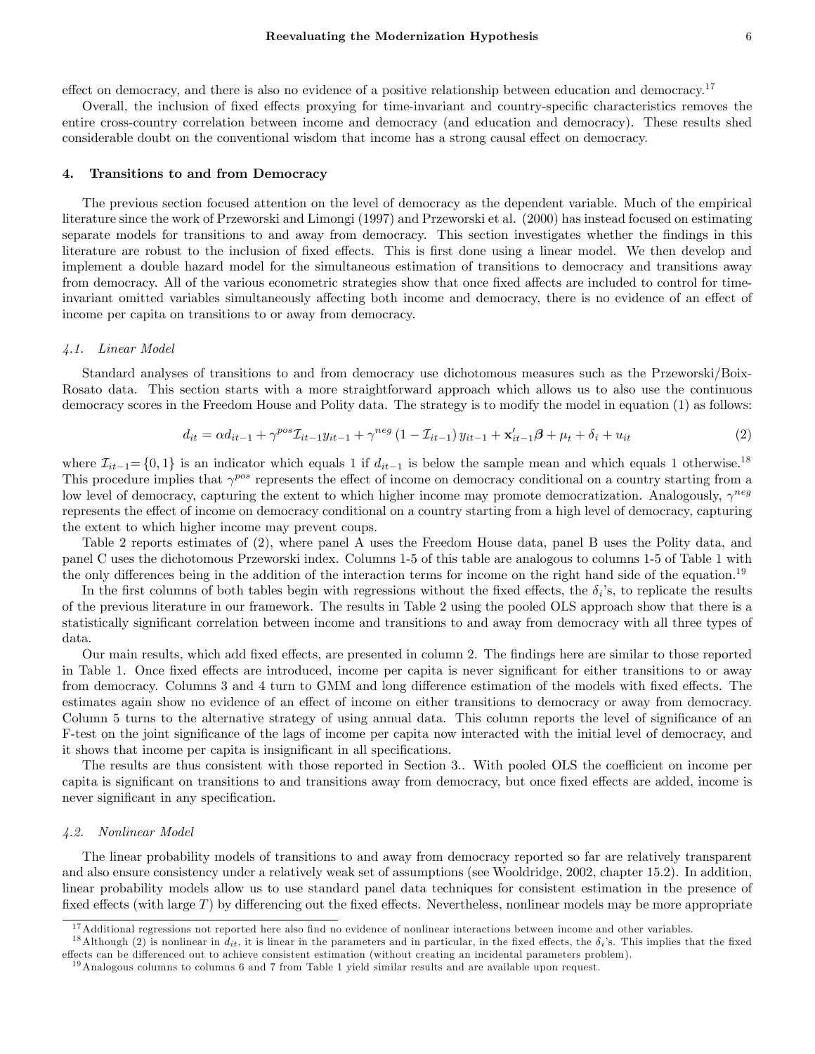effect on democracy, and there is also no evidence of a positive relationship between education and democracy.[17]

Overall, the inclusion of fixed effects proxying for time-invariant and country-specific characteristics removes the entire cross-country correlation between income and democracy (and education and democracy). These results shed considerable doubt on the conventional wisdom that income has a strong causal effect on democracy.

## 4. Transitions to and from Democracy

The previous section focused attention on the level of democracy as the dependent variable. Much of the empirical literature since the work of Przeworski and Limongi (1997) and Przeworski et al. (2000) has instead focused on estimating separate models for transitions to and away from democracy. This section investigates whether the findings in this literature are robust to the inclusion of fixed effects. This is first done using a linear model. We then develop and implement a double hazard model for the simultaneous estimation of transitions to democracy and transitions away from democracy. All of the various econometric strategies show that once fixed affects are included to control for time-invariant omitted variables simultaneously affecting both income and democracy, there is no evidence of an effect of income per capita on transitions to or away from democracy.

### *4.1. Linear Model*

Standard analyses of transitions to and from democracy use dichotomous measures such as the Przeworski/Boix-Rosato data. This section starts with a more straightforward approach which allows us to also use the continuous democracy scores in the Freedom House and Polity data. The strategy is to modify the model in equation (1) as follows:

$$d_{it} = \alpha d_{it-1} + \gamma^{pos} \mathcal{I}_{it-1} y_{it-1} + \gamma^{neg} \left(1 - \mathcal{I}_{it-1}\right) y_{it-1} + \mathbf{x}'_{it-1}\boldsymbol{\beta} + \mu_t + \delta_i + u_{it} \tag{2}$$

where $\mathcal{I}_{it-1} = \{0, 1\}$ is an indicator which equals 1 if $d_{it-1}$ is below the sample mean and which equals 1 otherwise.[18] This procedure implies that $\gamma^{pos}$ represents the effect of income on democracy conditional on a country starting from a low level of democracy, capturing the extent to which higher income may promote democratization. Analogously, $\gamma^{neg}$ represents the effect of income on democracy conditional on a country starting from a high level of democracy, capturing the extent to which higher income may prevent coups.

Table 2 reports estimates of (2), where panel A uses the Freedom House data, panel B uses the Polity data, and panel C uses the dichotomous Przeworski index. Columns 1-5 of this table are analogous to columns 1-5 of Table 1 with the only differences being in the addition of the interaction terms for income on the right hand side of the equation.[19]

In the first columns of both tables begin with regressions without the fixed effects, the $\delta_i$'s, to replicate the results of the previous literature in our framework. The results in Table 2 using the pooled OLS approach show that there is a statistically significant correlation between income and transitions to and away from democracy with all three types of data.

Our main results, which add fixed effects, are presented in column 2. The findings here are similar to those reported in Table 1. Once fixed effects are introduced, income per capita is never significant for either transitions to or away from democracy. Columns 3 and 4 turn to GMM and long difference estimation of the models with fixed effects. The estimates again show no evidence of an effect of income on either transitions to democracy or away from democracy. Column 5 turns to the alternative strategy of using annual data. This column reports the level of significance of an F-test on the joint significance of the lags of income per capita now interacted with the initial level of democracy, and it shows that income per capita is insignificant in all specifications.

The results are thus consistent with those reported in Section 3.. With pooled OLS the coefficient on income per capita is significant on transitions to and transitions away from democracy, but once fixed effects are added, income is never significant in any specification.

### *4.2. Nonlinear Model*

The linear probability models of transitions to and away from democracy reported so far are relatively transparent and also ensure consistency under a relatively weak set of assumptions (see Wooldridge, 2002, chapter 15.2). In addition, linear probability models allow us to use standard panel data techniques for consistent estimation in the presence of fixed effects (with large $T$) by differencing out the fixed effects. Nevertheless, nonlinear models may be more appropriate

---

[17] Additional regressions not reported here also find no evidence of nonlinear interactions between income and other variables.

[18] Although (2) is nonlinear in $d_{it}$, it is linear in the parameters and in particular, in the fixed effects, the $\delta_i$'s. This implies that the fixed effects can be differenced out to achieve consistent estimation (without creating an incidental parameters problem).

[19] Analogous columns to columns 6 and 7 from Table 1 yield similar results and are available upon request.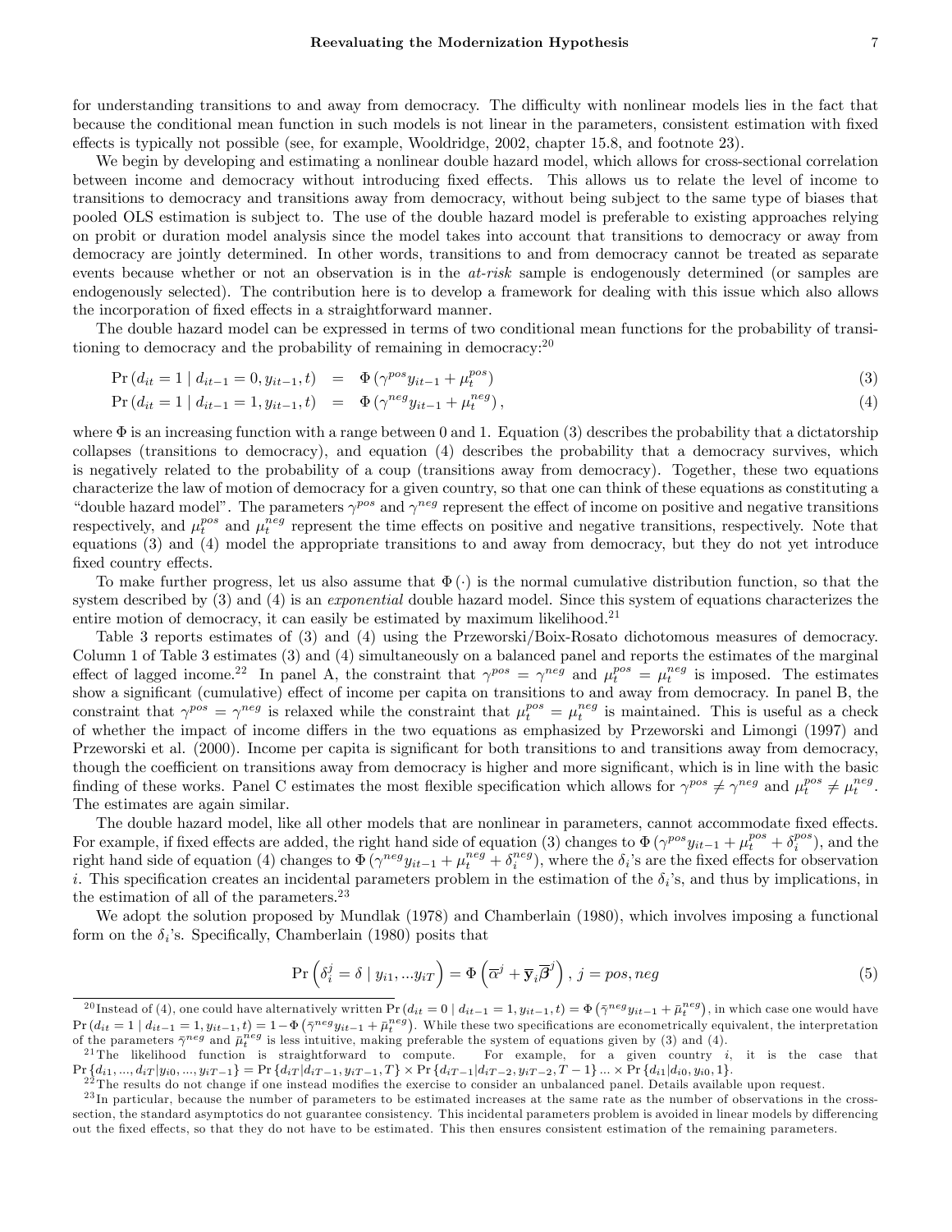for understanding transitions to and away from democracy. The difficulty with nonlinear models lies in the fact that because the conditional mean function in such models is not linear in the parameters, consistent estimation with fixed effects is typically not possible (see, for example, Wooldridge, 2002, chapter 15.8, and footnote 23).

We begin by developing and estimating a nonlinear double hazard model, which allows for cross-sectional correlation between income and democracy without introducing fixed effects. This allows us to relate the level of income to transitions to democracy and transitions away from democracy, without being subject to the same type of biases that pooled OLS estimation is subject to. The use of the double hazard model is preferable to existing approaches relying on probit or duration model analysis since the model takes into account that transitions to democracy or away from democracy are jointly determined. In other words, transitions to and from democracy cannot be treated as separate events because whether or not an observation is in the *at-risk* sample is endogenously determined (or samples are endogenously selected). The contribution here is to develop a framework for dealing with this issue which also allows the incorporation of fixed effects in a straightforward manner.

The double hazard model can be expressed in terms of two conditional mean functions for the probability of transitioning to democracy and the probability of remaining in democracy:[20]

$$\Pr\left(d_{it}=1 \mid d_{it-1}=0, y_{it-1}, t\right) = \Phi\left(\gamma^{pos} y_{it-1} + \mu_t^{pos}\right) \tag{3}$$

$$\Pr\left(d_{it}=1 \mid d_{it-1}=1, y_{it-1}, t\right) = \Phi\left(\gamma^{neg} y_{it-1} + \mu_t^{neg}\right), \tag{4}$$

where $\Phi$ is an increasing function with a range between 0 and 1. Equation (3) describes the probability that a dictatorship collapses (transitions to democracy), and equation (4) describes the probability that a democracy survives, which is negatively related to the probability of a coup (transitions away from democracy). Together, these two equations characterize the law of motion of democracy for a given country, so that one can think of these equations as constituting a "double hazard model". The parameters $\gamma^{pos}$ and $\gamma^{neg}$ represent the effect of income on positive and negative transitions respectively, and $\mu_t^{pos}$ and $\mu_t^{neg}$ represent the time effects on positive and negative transitions, respectively. Note that equations (3) and (4) model the appropriate transitions to and away from democracy, but they do not yet introduce fixed country effects.

To make further progress, let us also assume that $\Phi(\cdot)$ is the normal cumulative distribution function, so that the system described by (3) and (4) is an *exponential* double hazard model. Since this system of equations characterizes the entire motion of democracy, it can easily be estimated by maximum likelihood.[21]

Table 3 reports estimates of (3) and (4) using the Przeworski/Boix-Rosato dichotomous measures of democracy. Column 1 of Table 3 estimates (3) and (4) simultaneously on a balanced panel and reports the estimates of the marginal effect of lagged income.[22] In panel A, the constraint that $\gamma^{pos} = \gamma^{neg}$ and $\mu_t^{pos} = \mu_t^{neg}$ is imposed. The estimates show a significant (cumulative) effect of income per capita on transitions to and away from democracy. In panel B, the constraint that $\gamma^{pos} = \gamma^{neg}$ is relaxed while the constraint that $\mu_t^{pos} = \mu_t^{neg}$ is maintained. This is useful as a check of whether the impact of income differs in the two equations as emphasized by Przeworski and Limongi (1997) and Przeworski et al. (2000). Income per capita is significant for both transitions to and transitions away from democracy, though the coefficient on transitions away from democracy is higher and more significant, which is in line with the basic finding of these works. Panel C estimates the most flexible specification which allows for $\gamma^{pos} \neq \gamma^{neg}$ and $\mu_t^{pos} \neq \mu_t^{neg}$. The estimates are again similar.

The double hazard model, like all other models that are nonlinear in parameters, cannot accommodate fixed effects. For example, if fixed effects are added, the right hand side of equation (3) changes to $\Phi\left(\gamma^{pos} y_{it-1} + \mu_t^{pos} + \delta_i^{pos}\right)$, and the right hand side of equation (4) changes to $\Phi\left(\gamma^{neg} y_{it-1} + \mu_t^{neg} + \delta_i^{neg}\right)$, where the $\delta_i$'s are the fixed effects for observation $i$. This specification creates an incidental parameters problem in the estimation of the $\delta_i$'s, and thus by implications, in the estimation of all of the parameters.[23]

We adopt the solution proposed by Mundlak (1978) and Chamberlain (1980), which involves imposing a functional form on the $\delta_i$'s. Specifically, Chamberlain (1980) posits that

$$\Pr\left(\delta_i^j = \delta \mid y_{i1}, \ldots y_{iT}\right) = \Phi\left(\overline{\alpha}^j + \overline{\mathbf{y}}_i \overline{\boldsymbol{\beta}}^j\right), \; j = pos, neg \tag{5}$$

---

[20] Instead of (4), one could have alternatively written $\Pr\left(d_{it}=0 \mid d_{it-1}=1, y_{it-1}, t\right) = \Phi\left(\bar{\gamma}^{neg} y_{it-1} + \bar{\mu}_t^{neg}\right)$, in which case one would have $\Pr\left(d_{it}=1 \mid d_{it-1}=1, y_{it-1}, t\right) = 1 - \Phi\left(\bar{\gamma}^{neg} y_{it-1} + \bar{\mu}_t^{neg}\right)$. While these two specifications are econometrically equivalent, the interpretation of the parameters $\bar{\gamma}^{neg}$ and $\bar{\mu}_t^{neg}$ is less intuitive, making preferable the system of equations given by (3) and (4).

[21] The likelihood function is straightforward to compute. For example, for a given country $i$, it is the case that $\Pr\{d_{i1}, \ldots, d_{iT} | y_{i0}, \ldots, y_{iT-1}\} = \Pr\{d_{iT} | d_{iT-1}, y_{iT-1}, T\} \times \Pr\{d_{iT-1} | d_{iT-2}, y_{iT-2}, T-1\} \ldots \times \Pr\{d_{i1} | d_{i0}, y_{i0}, 1\}$.

[22] The results do not change if one instead modifies the exercise to consider an unbalanced panel. Details available upon request.

[23] In particular, because the number of parameters to be estimated increases at the same rate as the number of observations in the cross-section, the standard asymptotics do not guarantee consistency. This incidental parameters problem is avoided in linear models by differencing out the fixed effects, so that they do not have to be estimated. This then ensures consistent estimation of the remaining parameters.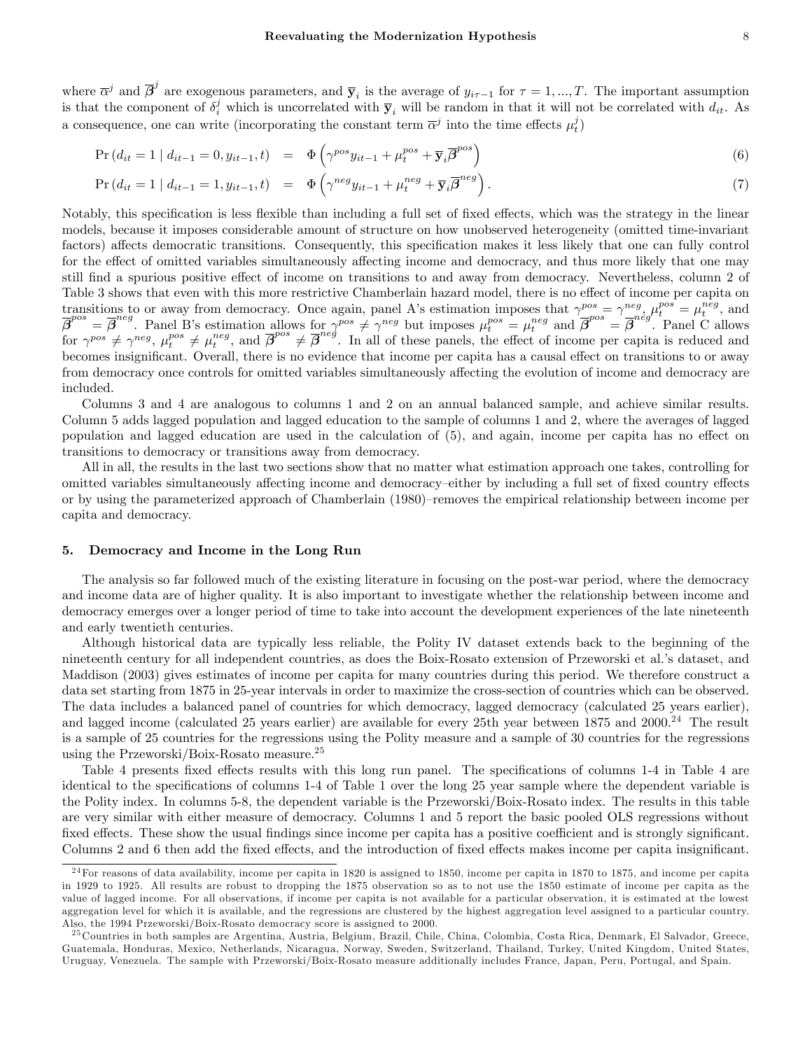where $\overline{\alpha}^j$ and $\overline{\boldsymbol{\beta}}^j$ are exogenous parameters, and $\overline{\mathbf{y}}_i$ is the average of $y_{i\tau-1}$ for $\tau = 1, ..., T$. The important assumption is that the component of $\delta_i^j$ which is uncorrelated with $\overline{\mathbf{y}}_i$ will be random in that it will not be correlated with $d_{it}$. As a consequence, one can write (incorporating the constant term $\overline{\alpha}^j$ into the time effects $\mu_t^j$)

$$\Pr\left(d_{it} = 1 \mid d_{it-1} = 0, y_{it-1}, t\right) = \Phi\left(\gamma^{pos} y_{it-1} + \mu_t^{pos} + \overline{\mathbf{y}}_i \overline{\boldsymbol{\beta}}^{pos}\right) \tag{6}$$

$$\Pr\left(d_{it} = 1 \mid d_{it-1} = 1, y_{it-1}, t\right) = \Phi\left(\gamma^{neg} y_{it-1} + \mu_t^{neg} + \overline{\mathbf{y}}_i \overline{\boldsymbol{\beta}}^{neg}\right). \tag{7}$$

Notably, this specification is less flexible than including a full set of fixed effects, which was the strategy in the linear models, because it imposes considerable amount of structure on how unobserved heterogeneity (omitted time-invariant factors) affects democratic transitions. Consequently, this specification makes it less likely that one can fully control for the effect of omitted variables simultaneously affecting income and democracy, and thus more likely that one may still find a spurious positive effect of income on transitions to and away from democracy. Nevertheless, column 2 of Table 3 shows that even with this more restrictive Chamberlain hazard model, there is no effect of income per capita on transitions to or away from democracy. Once again, panel A's estimation imposes that $\gamma^{pos} = \gamma^{neg}$, $\mu_t^{pos} = \mu_t^{neg}$, and $\overline{\boldsymbol{\beta}}^{pos} = \overline{\boldsymbol{\beta}}^{neg}$. Panel B's estimation allows for $\gamma^{pos} \neq \gamma^{neg}$ but imposes $\mu_t^{pos} = \mu_t^{neg}$ and $\overline{\boldsymbol{\beta}}^{pos} = \overline{\boldsymbol{\beta}}^{neg}$. Panel C allows for $\gamma^{pos} \neq \gamma^{neg}$, $\mu_t^{pos} \neq \mu_t^{neg}$, and $\overline{\boldsymbol{\beta}}^{pos} \neq \overline{\boldsymbol{\beta}}^{neg}$. In all of these panels, the effect of income per capita is reduced and becomes insignificant. Overall, there is no evidence that income per capita has a causal effect on transitions to or away from democracy once controls for omitted variables simultaneously affecting the evolution of income and democracy are included.

Columns 3 and 4 are analogous to columns 1 and 2 on an annual balanced sample, and achieve similar results. Column 5 adds lagged population and lagged education to the sample of columns 1 and 2, where the averages of lagged population and lagged education are used in the calculation of (5), and again, income per capita has no effect on transitions to democracy or transitions away from democracy.

All in all, the results in the last two sections show that no matter what estimation approach one takes, controlling for omitted variables simultaneously affecting income and democracy–either by including a full set of fixed country effects or by using the parameterized approach of Chamberlain (1980)–removes the empirical relationship between income per capita and democracy.

## 5. Democracy and Income in the Long Run

The analysis so far followed much of the existing literature in focusing on the post-war period, where the democracy and income data are of higher quality. It is also important to investigate whether the relationship between income and democracy emerges over a longer period of time to take into account the development experiences of the late nineteenth and early twentieth centuries.

Although historical data are typically less reliable, the Polity IV dataset extends back to the beginning of the nineteenth century for all independent countries, as does the Boix-Rosato extension of Przeworski et al.'s dataset, and Maddison (2003) gives estimates of income per capita for many countries during this period. We therefore construct a data set starting from 1875 in 25-year intervals in order to maximize the cross-section of countries which can be observed. The data includes a balanced panel of countries for which democracy, lagged democracy (calculated 25 years earlier), and lagged income (calculated 25 years earlier) are available for every 25th year between 1875 and 2000.[24] The result is a sample of 25 countries for the regressions using the Polity measure and a sample of 30 countries for the regressions using the Przeworski/Boix-Rosato measure.[25]

Table 4 presents fixed effects results with this long run panel. The specifications of columns 1-4 in Table 4 are identical to the specifications of columns 1-4 of Table 1 over the long 25 year sample where the dependent variable is the Polity index. In columns 5-8, the dependent variable is the Przeworski/Boix-Rosato index. The results in this table are very similar with either measure of democracy. Columns 1 and 5 report the basic pooled OLS regressions without fixed effects. These show the usual findings since income per capita has a positive coefficient and is strongly significant. Columns 2 and 6 then add the fixed effects, and the introduction of fixed effects makes income per capita insignificant.

[24] For reasons of data availability, income per capita in 1820 is assigned to 1850, income per capita in 1870 to 1875, and income per capita in 1929 to 1925. All results are robust to dropping the 1875 observation so as to not use the 1850 estimate of income per capita as the value of lagged income. For all observations, if income per capita is not available for a particular observation, it is estimated at the lowest aggregation level for which it is available, and the regressions are clustered by the highest aggregation level assigned to a particular country. Also, the 1994 Przeworski/Boix-Rosato democracy score is assigned to 2000.

[25] Countries in both samples are Argentina, Austria, Belgium, Brazil, Chile, China, Colombia, Costa Rica, Denmark, El Salvador, Greece, Guatemala, Honduras, Mexico, Netherlands, Nicaragua, Norway, Sweden, Switzerland, Thailand, Turkey, United Kingdom, United States, Uruguay, Venezuela. The sample with Przeworski/Boix-Rosato measure additionally includes France, Japan, Peru, Portugal, and Spain.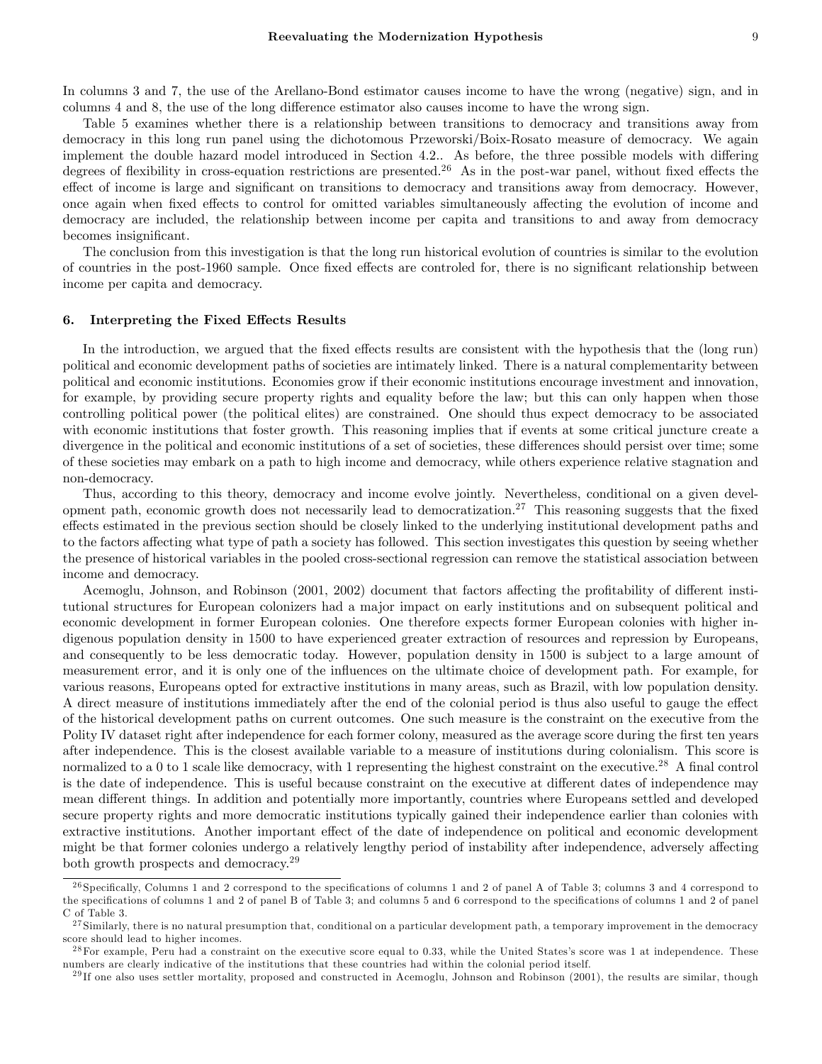In columns 3 and 7, the use of the Arellano-Bond estimator causes income to have the wrong (negative) sign, and in columns 4 and 8, the use of the long difference estimator also causes income to have the wrong sign.

Table 5 examines whether there is a relationship between transitions to democracy and transitions away from democracy in this long run panel using the dichotomous Przeworski/Boix-Rosato measure of democracy. We again implement the double hazard model introduced in Section 4.2.. As before, the three possible models with differing degrees of flexibility in cross-equation restrictions are presented.[26] As in the post-war panel, without fixed effects the effect of income is large and significant on transitions to democracy and transitions away from democracy. However, once again when fixed effects to control for omitted variables simultaneously affecting the evolution of income and democracy are included, the relationship between income per capita and transitions to and away from democracy becomes insignificant.

The conclusion from this investigation is that the long run historical evolution of countries is similar to the evolution of countries in the post-1960 sample. Once fixed effects are controled for, there is no significant relationship between income per capita and democracy.

## 6. Interpreting the Fixed Effects Results

In the introduction, we argued that the fixed effects results are consistent with the hypothesis that the (long run) political and economic development paths of societies are intimately linked. There is a natural complementarity between political and economic institutions. Economies grow if their economic institutions encourage investment and innovation, for example, by providing secure property rights and equality before the law; but this can only happen when those controlling political power (the political elites) are constrained. One should thus expect democracy to be associated with economic institutions that foster growth. This reasoning implies that if events at some critical juncture create a divergence in the political and economic institutions of a set of societies, these differences should persist over time; some of these societies may embark on a path to high income and democracy, while others experience relative stagnation and non-democracy.

Thus, according to this theory, democracy and income evolve jointly. Nevertheless, conditional on a given development path, economic growth does not necessarily lead to democratization.[27] This reasoning suggests that the fixed effects estimated in the previous section should be closely linked to the underlying institutional development paths and to the factors affecting what type of path a society has followed. This section investigates this question by seeing whether the presence of historical variables in the pooled cross-sectional regression can remove the statistical association between income and democracy.

Acemoglu, Johnson, and Robinson (2001, 2002) document that factors affecting the profitability of different institutional structures for European colonizers had a major impact on early institutions and on subsequent political and economic development in former European colonies. One therefore expects former European colonies with higher indigenous population density in 1500 to have experienced greater extraction of resources and repression by Europeans, and consequently to be less democratic today. However, population density in 1500 is subject to a large amount of measurement error, and it is only one of the influences on the ultimate choice of development path. For example, for various reasons, Europeans opted for extractive institutions in many areas, such as Brazil, with low population density. A direct measure of institutions immediately after the end of the colonial period is thus also useful to gauge the effect of the historical development paths on current outcomes. One such measure is the constraint on the executive from the Polity IV dataset right after independence for each former colony, measured as the average score during the first ten years after independence. This is the closest available variable to a measure of institutions during colonialism. This score is normalized to a 0 to 1 scale like democracy, with 1 representing the highest constraint on the executive.[28] A final control is the date of independence. This is useful because constraint on the executive at different dates of independence may mean different things. In addition and potentially more importantly, countries where Europeans settled and developed secure property rights and more democratic institutions typically gained their independence earlier than colonies with extractive institutions. Another important effect of the date of independence on political and economic development might be that former colonies undergo a relatively lengthy period of instability after independence, adversely affecting both growth prospects and democracy.[29]

---

[26] Specifically, Columns 1 and 2 correspond to the specifications of columns 1 and 2 of panel A of Table 3; columns 3 and 4 correspond to the specifications of columns 1 and 2 of panel B of Table 3; and columns 5 and 6 correspond to the specifications of columns 1 and 2 of panel C of Table 3.

[27] Similarly, there is no natural presumption that, conditional on a particular development path, a temporary improvement in the democracy score should lead to higher incomes.

[28] For example, Peru had a constraint on the executive score equal to 0.33, while the United States's score was 1 at independence. These numbers are clearly indicative of the institutions that these countries had within the colonial period itself.

[29] If one also uses settler mortality, proposed and constructed in Acemoglu, Johnson and Robinson (2001), the results are similar, though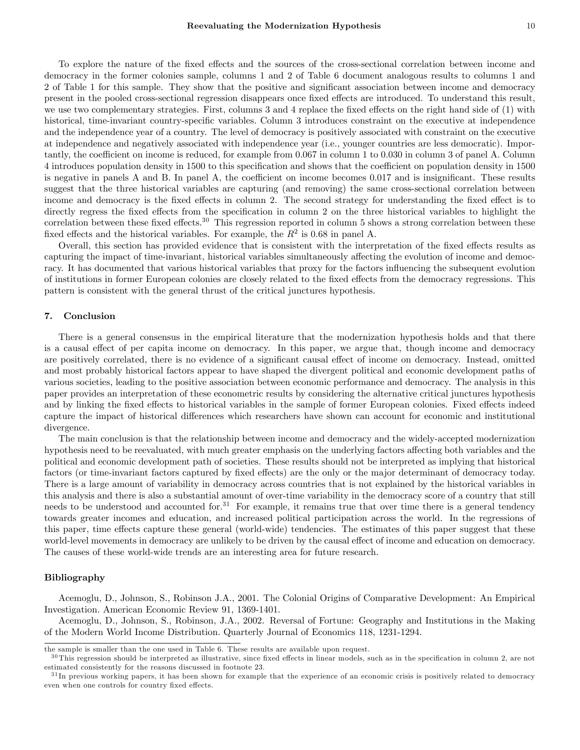To explore the nature of the fixed effects and the sources of the cross-sectional correlation between income and democracy in the former colonies sample, columns 1 and 2 of Table 6 document analogous results to columns 1 and 2 of Table 1 for this sample. They show that the positive and significant association between income and democracy present in the pooled cross-sectional regression disappears once fixed effects are introduced. To understand this result, we use two complementary strategies. First, columns 3 and 4 replace the fixed effects on the right hand side of (1) with historical, time-invariant country-specific variables. Column 3 introduces constraint on the executive at independence and the independence year of a country. The level of democracy is positively associated with constraint on the executive at independence and negatively associated with independence year (i.e., younger countries are less democratic). Importantly, the coefficient on income is reduced, for example from 0.067 in column 1 to 0.030 in column 3 of panel A. Column 4 introduces population density in 1500 to this specification and shows that the coefficient on population density in 1500 is negative in panels A and B. In panel A, the coefficient on income becomes 0.017 and is insignificant. These results suggest that the three historical variables are capturing (and removing) the same cross-sectional correlation between income and democracy is the fixed effects in column 2. The second strategy for understanding the fixed effect is to directly regress the fixed effects from the specification in column 2 on the three historical variables to highlight the correlation between these fixed effects.[30] This regression reported in column 5 shows a strong correlation between these fixed effects and the historical variables. For example, the $R^2$ is 0.68 in panel A.

Overall, this section has provided evidence that is consistent with the interpretation of the fixed effects results as capturing the impact of time-invariant, historical variables simultaneously affecting the evolution of income and democracy. It has documented that various historical variables that proxy for the factors influencing the subsequent evolution of institutions in former European colonies are closely related to the fixed effects from the democracy regressions. This pattern is consistent with the general thrust of the critical junctures hypothesis.

## 7. Conclusion

There is a general consensus in the empirical literature that the modernization hypothesis holds and that there is a causal effect of per capita income on democracy. In this paper, we argue that, though income and democracy are positively correlated, there is no evidence of a significant causal effect of income on democracy. Instead, omitted and most probably historical factors appear to have shaped the divergent political and economic development paths of various societies, leading to the positive association between economic performance and democracy. The analysis in this paper provides an interpretation of these econometric results by considering the alternative critical junctures hypothesis and by linking the fixed effects to historical variables in the sample of former European colonies. Fixed effects indeed capture the impact of historical differences which researchers have shown can account for economic and institutional divergence.

The main conclusion is that the relationship between income and democracy and the widely-accepted modernization hypothesis need to be reevaluated, with much greater emphasis on the underlying factors affecting both variables and the political and economic development path of societies. These results should not be interpreted as implying that historical factors (or time-invariant factors captured by fixed effects) are the only or the major determinant of democracy today. There is a large amount of variability in democracy across countries that is not explained by the historical variables in this analysis and there is also a substantial amount of over-time variability in the democracy score of a country that still needs to be understood and accounted for.[31] For example, it remains true that over time there is a general tendency towards greater incomes and education, and increased political participation across the world. In the regressions of this paper, time effects capture these general (world-wide) tendencies. The estimates of this paper suggest that these world-level movements in democracy are unlikely to be driven by the causal effect of income and education on democracy. The causes of these world-wide trends are an interesting area for future research.

### Bibliography

Acemoglu, D., Johnson, S., Robinson J.A., 2001. The Colonial Origins of Comparative Development: An Empirical Investigation. American Economic Review 91, 1369-1401.

Acemoglu, D., Johnson, S., Robinson, J.A., 2002. Reversal of Fortune: Geography and Institutions in the Making of the Modern World Income Distribution. Quarterly Journal of Economics 118, 1231-1294.

---

the sample is smaller than the one used in Table 6. These results are available upon request.

[30] This regression should be interpreted as illustrative, since fixed effects in linear models, such as in the specification in column 2, are not estimated consistently for the reasons discussed in footnote 23.

[31] In previous working papers, it has been shown for example that the experience of an economic crisis is positively related to democracy even when one controls for country fixed effects.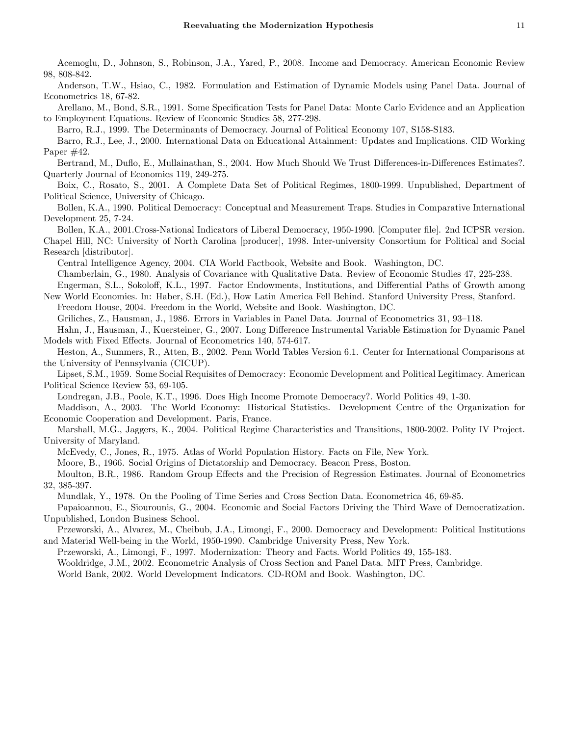Acemoglu, D., Johnson, S., Robinson, J.A., Yared, P., 2008. Income and Democracy. American Economic Review 98, 808-842.

Anderson, T.W., Hsiao, C., 1982. Formulation and Estimation of Dynamic Models using Panel Data. Journal of Econometrics 18, 67-82.

Arellano, M., Bond, S.R., 1991. Some Specification Tests for Panel Data: Monte Carlo Evidence and an Application to Employment Equations. Review of Economic Studies 58, 277-298.

Barro, R.J., 1999. The Determinants of Democracy. Journal of Political Economy 107, S158-S183.

Barro, R.J., Lee, J., 2000. International Data on Educational Attainment: Updates and Implications. CID Working Paper #42.

Bertrand, M., Duflo, E., Mullainathan, S., 2004. How Much Should We Trust Differences-in-Differences Estimates?. Quarterly Journal of Economics 119, 249-275.

Boix, C., Rosato, S., 2001. A Complete Data Set of Political Regimes, 1800-1999. Unpublished, Department of Political Science, University of Chicago.

Bollen, K.A., 1990. Political Democracy: Conceptual and Measurement Traps. Studies in Comparative International Development 25, 7-24.

Bollen, K.A., 2001.Cross-National Indicators of Liberal Democracy, 1950-1990. [Computer file]. 2nd ICPSR version. Chapel Hill, NC: University of North Carolina [producer], 1998. Inter-university Consortium for Political and Social Research [distributor].

Central Intelligence Agency, 2004. CIA World Factbook, Website and Book. Washington, DC.

Chamberlain, G., 1980. Analysis of Covariance with Qualitative Data. Review of Economic Studies 47, 225-238.

Engerman, S.L., Sokoloff, K.L., 1997. Factor Endowments, Institutions, and Differential Paths of Growth among New World Economies. In: Haber, S.H. (Ed.), How Latin America Fell Behind. Stanford University Press, Stanford.

Freedom House, 2004. Freedom in the World, Website and Book. Washington, DC.

Griliches, Z., Hausman, J., 1986. Errors in Variables in Panel Data. Journal of Econometrics 31, 93–118.

Hahn, J., Hausman, J., Kuersteiner, G., 2007. Long Difference Instrumental Variable Estimation for Dynamic Panel Models with Fixed Effects. Journal of Econometrics 140, 574-617.

Heston, A., Summers, R., Atten, B., 2002. Penn World Tables Version 6.1. Center for International Comparisons at the University of Pennsylvania (CICUP).

Lipset, S.M., 1959. Some Social Requisites of Democracy: Economic Development and Political Legitimacy. American Political Science Review 53, 69-105.

Londregan, J.B., Poole, K.T., 1996. Does High Income Promote Democracy?. World Politics 49, 1-30.

Maddison, A., 2003. The World Economy: Historical Statistics. Development Centre of the Organization for Economic Cooperation and Development. Paris, France.

Marshall, M.G., Jaggers, K., 2004. Political Regime Characteristics and Transitions, 1800-2002. Polity IV Project. University of Maryland.

McEvedy, C., Jones, R., 1975. Atlas of World Population History. Facts on File, New York.

Moore, B., 1966. Social Origins of Dictatorship and Democracy. Beacon Press, Boston.

Moulton, B.R., 1986. Random Group Effects and the Precision of Regression Estimates. Journal of Econometrics 32, 385-397.

Mundlak, Y., 1978. On the Pooling of Time Series and Cross Section Data. Econometrica 46, 69-85.

Papaioannou, E., Siourounis, G., 2004. Economic and Social Factors Driving the Third Wave of Democratization. Unpublished, London Business School.

Przeworski, A., Alvarez, M., Cheibub, J.A., Limongi, F., 2000. Democracy and Development: Political Institutions and Material Well-being in the World, 1950-1990. Cambridge University Press, New York.

Przeworski, A., Limongi, F., 1997. Modernization: Theory and Facts. World Politics 49, 155-183.

Wooldridge, J.M., 2002. Econometric Analysis of Cross Section and Panel Data. MIT Press, Cambridge.

World Bank, 2002. World Development Indicators. CD-ROM and Book. Washington, DC.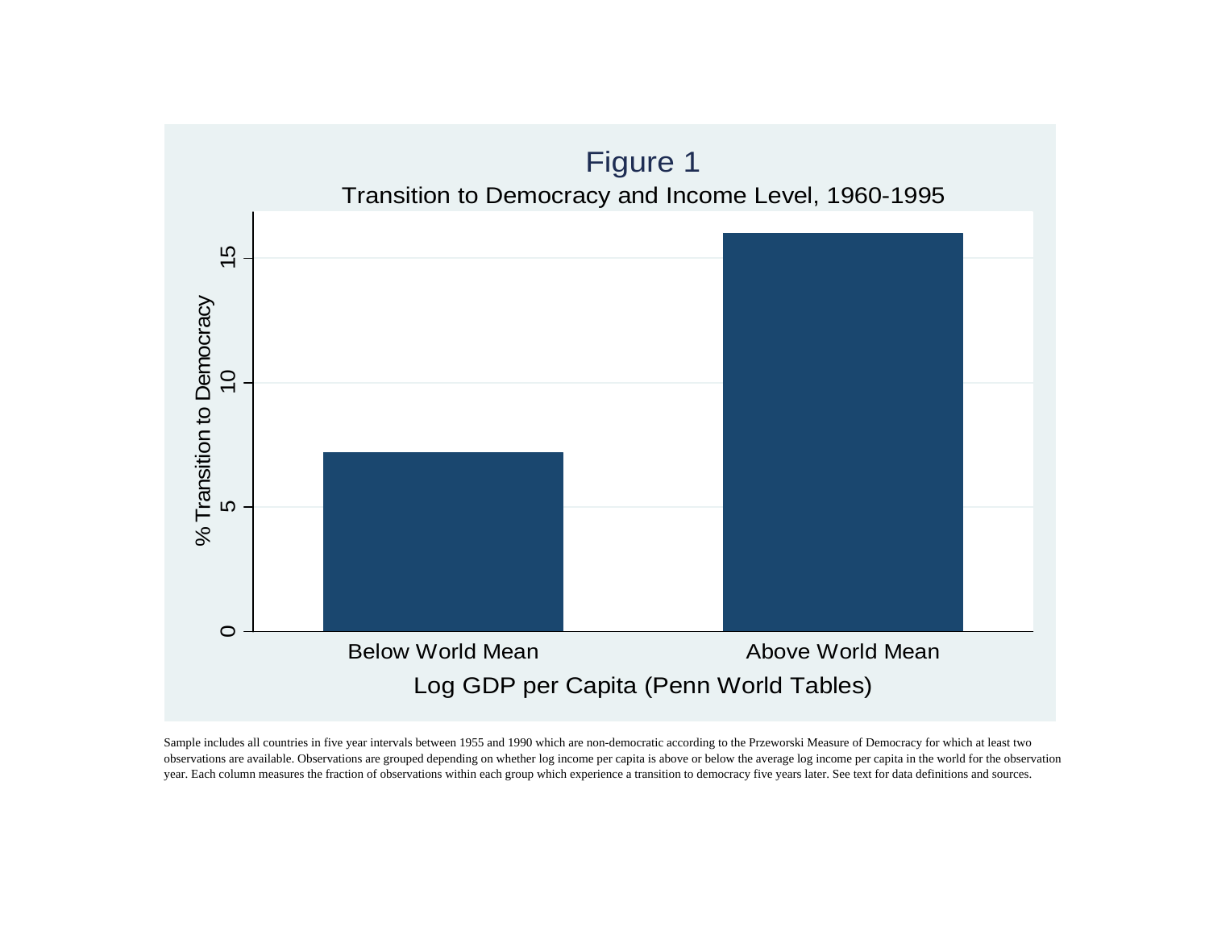Figure 1

Transition to Democracy and Income Level, 1960-1995

Sample includes all countries in five year intervals between 1955 and 1990 which are non-democratic according to the Przeworski Measure of Democracy for which at least two observations are available. Observations are grouped depending on whether log income per capita is above or below the average log income per capita in the world for the observation year. Each column measures the fraction of observations within each group which experience a transition to democracy five years later. See text for data definitions and sources.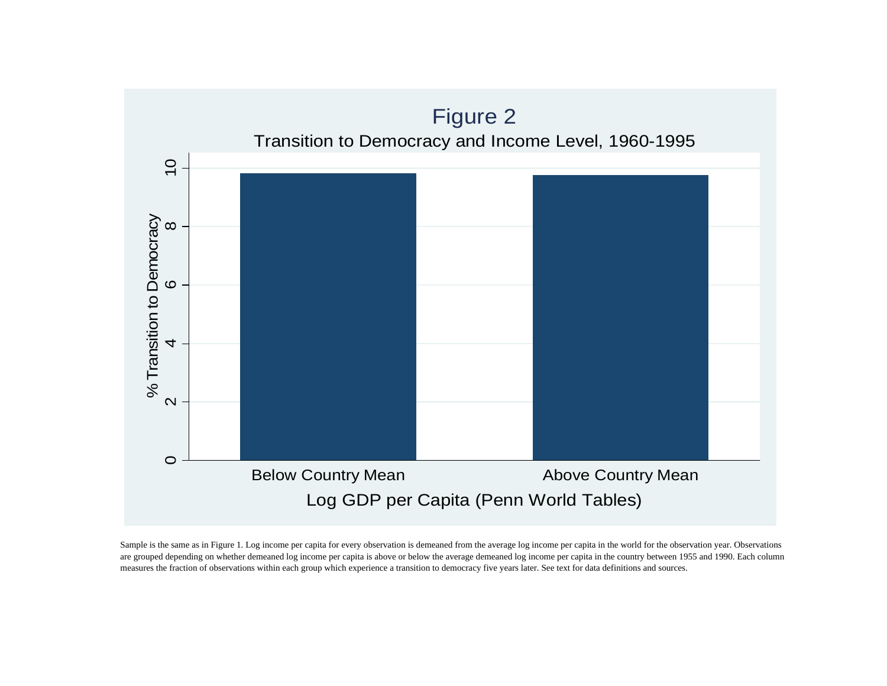# Figure 2

Transition to Democracy and Income Level, 1960-1995

| Log GDP per Capita (Penn World Tables) | % Transition to Democracy |
|---|---|
| Below Country Mean | ~9.8 |
| Above Country Mean | ~9.8 |

Sample is the same as in Figure 1. Log income per capita for every observation is demeaned from the average log income per capita in the world for the observation year. Observations are grouped depending on whether demeaned log income per capita is above or below the average demeaned log income per capita in the country between 1955 and 1990. Each column measures the fraction of observations within each group which experience a transition to democracy five years later. See text for data definitions and sources.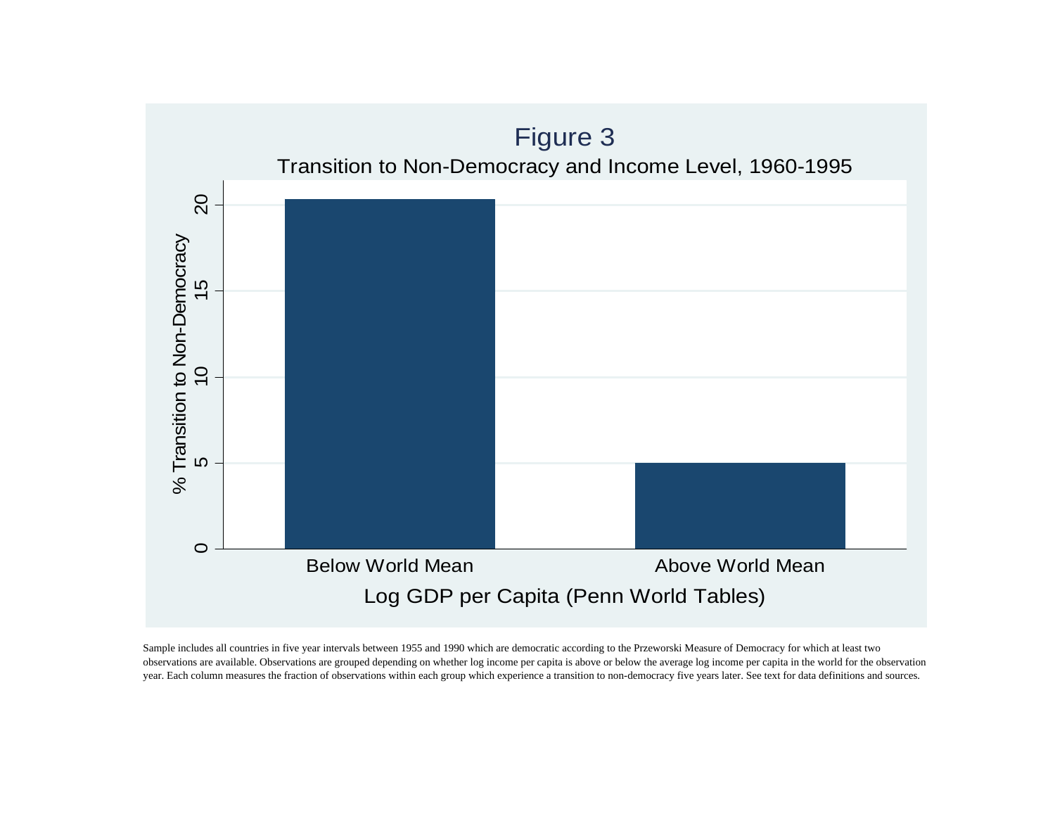Figure 3

Transition to Non-Democracy and Income Level, 1960-1995

| Log GDP per Capita (Penn World Tables) | % Transition to Non-Democracy |
|---|---|
| Below World Mean | ~20.3 |
| Above World Mean | ~5 |

Sample includes all countries in five year intervals between 1955 and 1990 which are democratic according to the Przeworski Measure of Democracy for which at least two observations are available. Observations are grouped depending on whether log income per capita is above or below the average log income per capita in the world for the observation year. Each column measures the fraction of observations within each group which experience a transition to non-democracy five years later. See text for data definitions and sources.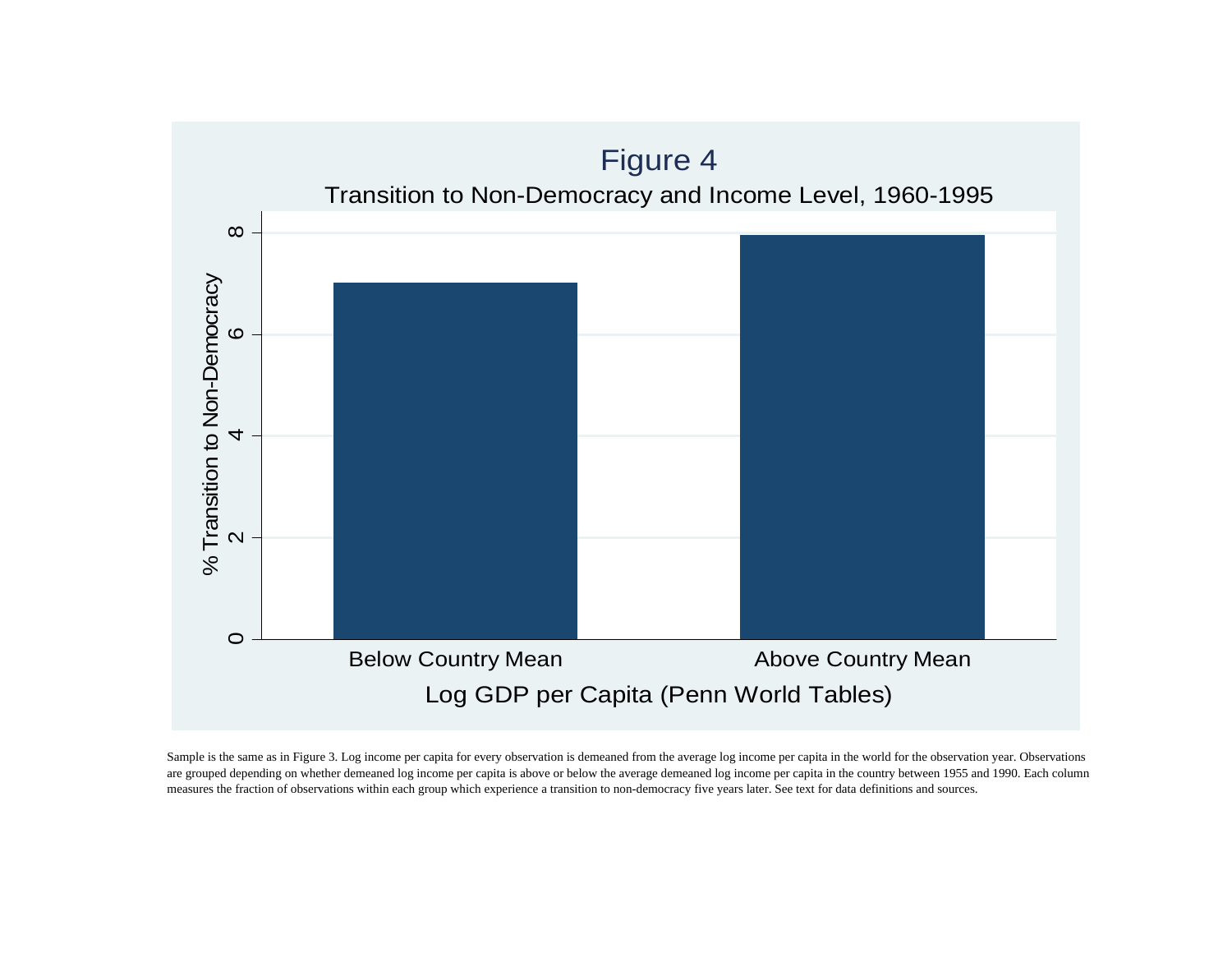# Figure 4

Transition to Non-Democracy and Income Level, 1960-1995

| Log GDP per Capita (Penn World Tables) | % Transition to Non-Democracy |
| --- | --- |
| Below Country Mean | ≈7.0 |
| Above Country Mean | ≈7.9 |

Sample is the same as in Figure 3. Log income per capita for every observation is demeaned from the average log income per capita in the world for the observation year. Observations are grouped depending on whether demeaned log income per capita is above or below the average demeaned log income per capita in the country between 1955 and 1990. Each column measures the fraction of observations within each group which experience a transition to non-democracy five years later. See text for data definitions and sources.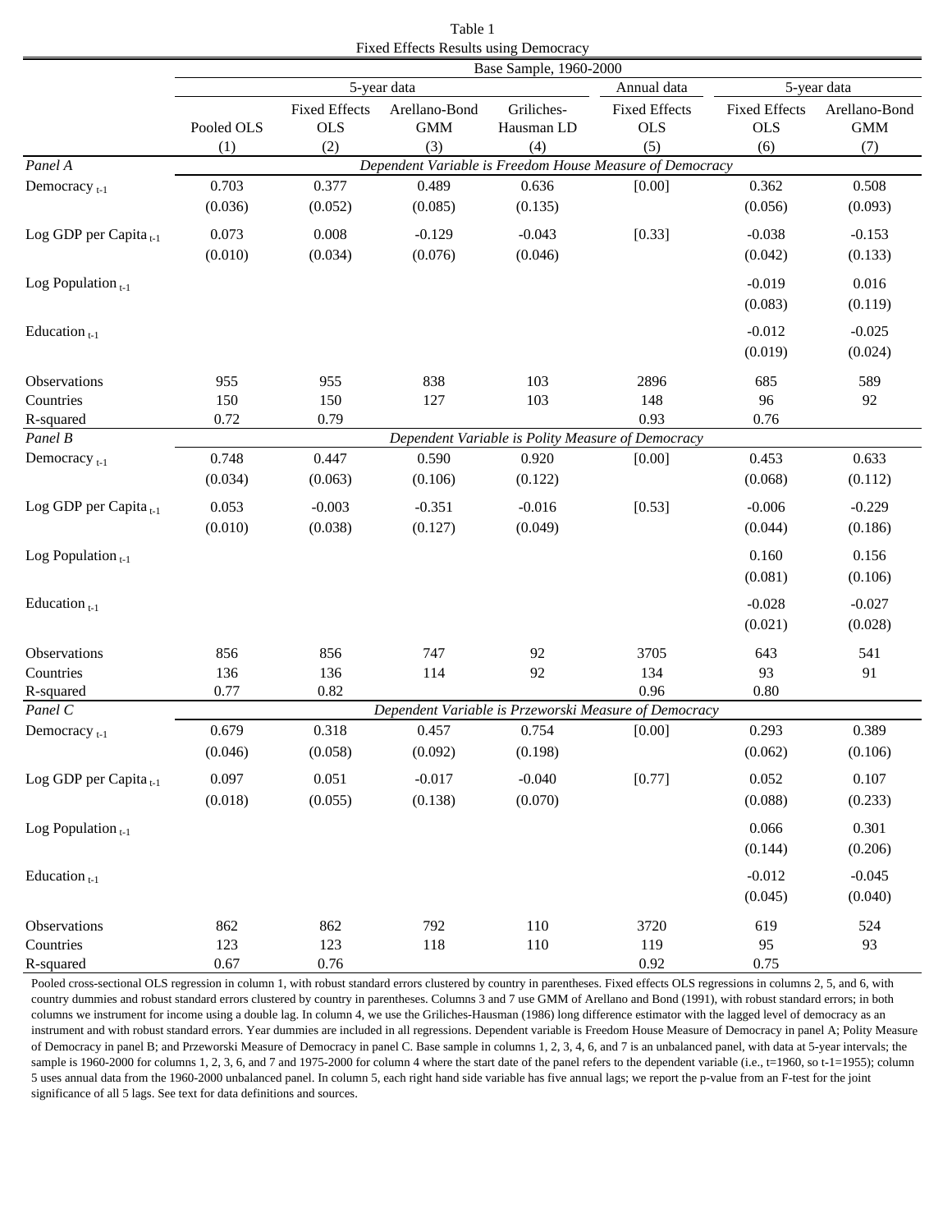Table 1
Fixed Effects Results using Democracy

| | Base Sample, 1960-2000 | | | | | | |
|---|---|---|---|---|---|---|---|
| | 5-year data | | | | Annual data | 5-year data | |
| | Pooled OLS | Fixed Effects OLS | Arellano-Bond GMM | Griliches-Hausman LD | Fixed Effects OLS | Fixed Effects OLS | Arellano-Bond GMM |
| | (1) | (2) | (3) | (4) | (5) | (6) | (7) |
| *Panel A* | *Dependent Variable is Freedom House Measure of Democracy* | | | | | | |
| Democracy $_{t-1}$ | 0.703 | 0.377 | 0.489 | 0.636 | [0.00] | 0.362 | 0.508 |
| | (0.036) | (0.052) | (0.085) | (0.135) | | (0.056) | (0.093) |
| Log GDP per Capita $_{t-1}$ | 0.073 | 0.008 | -0.129 | -0.043 | [0.33] | -0.038 | -0.153 |
| | (0.010) | (0.034) | (0.076) | (0.046) | | (0.042) | (0.133) |
| Log Population $_{t-1}$ | | | | | | -0.019 | 0.016 |
| | | | | | | (0.083) | (0.119) |
| Education $_{t-1}$ | | | | | | -0.012 | -0.025 |
| | | | | | | (0.019) | (0.024) |
| Observations | 955 | 955 | 838 | 103 | 2896 | 685 | 589 |
| Countries | 150 | 150 | 127 | 103 | 148 | 96 | 92 |
| R-squared | 0.72 | 0.79 | | | 0.93 | 0.76 | |
| *Panel B* | *Dependent Variable is Polity Measure of Democracy* | | | | | | |
| Democracy $_{t-1}$ | 0.748 | 0.447 | 0.590 | 0.920 | [0.00] | 0.453 | 0.633 |
| | (0.034) | (0.063) | (0.106) | (0.122) | | (0.068) | (0.112) |
| Log GDP per Capita $_{t-1}$ | 0.053 | -0.003 | -0.351 | -0.016 | [0.53] | -0.006 | -0.229 |
| | (0.010) | (0.038) | (0.127) | (0.049) | | (0.044) | (0.186) |
| Log Population $_{t-1}$ | | | | | | 0.160 | 0.156 |
| | | | | | | (0.081) | (0.106) |
| Education $_{t-1}$ | | | | | | -0.028 | -0.027 |
| | | | | | | (0.021) | (0.028) |
| Observations | 856 | 856 | 747 | 92 | 3705 | 643 | 541 |
| Countries | 136 | 136 | 114 | 92 | 134 | 93 | 91 |
| R-squared | 0.77 | 0.82 | | | 0.96 | 0.80 | |
| *Panel C* | *Dependent Variable is Przeworski Measure of Democracy* | | | | | | |
| Democracy $_{t-1}$ | 0.679 | 0.318 | 0.457 | 0.754 | [0.00] | 0.293 | 0.389 |
| | (0.046) | (0.058) | (0.092) | (0.198) | | (0.062) | (0.106) |
| Log GDP per Capita $_{t-1}$ | 0.097 | 0.051 | -0.017 | -0.040 | [0.77] | 0.052 | 0.107 |
| | (0.018) | (0.055) | (0.138) | (0.070) | | (0.088) | (0.233) |
| Log Population $_{t-1}$ | | | | | | 0.066 | 0.301 |
| | | | | | | (0.144) | (0.206) |
| Education $_{t-1}$ | | | | | | -0.012 | -0.045 |
| | | | | | | (0.045) | (0.040) |
| Observations | 862 | 862 | 792 | 110 | 3720 | 619 | 524 |
| Countries | 123 | 123 | 118 | 110 | 119 | 95 | 93 |
| R-squared | 0.67 | 0.76 | | | 0.92 | 0.75 | |

Pooled cross-sectional OLS regression in column 1, with robust standard errors clustered by country in parentheses. Fixed effects OLS regressions in columns 2, 5, and 6, with country dummies and robust standard errors clustered by country in parentheses. Columns 3 and 7 use GMM of Arellano and Bond (1991), with robust standard errors; in both columns we instrument for income using a double lag. In column 4, we use the Griliches-Hausman (1986) long difference estimator with the lagged level of democracy as an instrument and with robust standard errors. Year dummies are included in all regressions. Dependent variable is Freedom House Measure of Democracy in panel A; Polity Measure of Democracy in panel B; and Przeworski Measure of Democracy in panel C. Base sample in columns 1, 2, 3, 4, 6, and 7 is an unbalanced panel, with data at 5-year intervals; the sample is 1960-2000 for columns 1, 2, 3, 6, and 7 and 1975-2000 for column 4 where the start date of the panel refers to the dependent variable (i.e., t=1960, so t-1=1955); column 5 uses annual data from the 1960-2000 unbalanced panel. In column 5, each right hand side variable has five annual lags; we report the p-value from an F-test for the joint significance of all 5 lags. See text for data definitions and sources.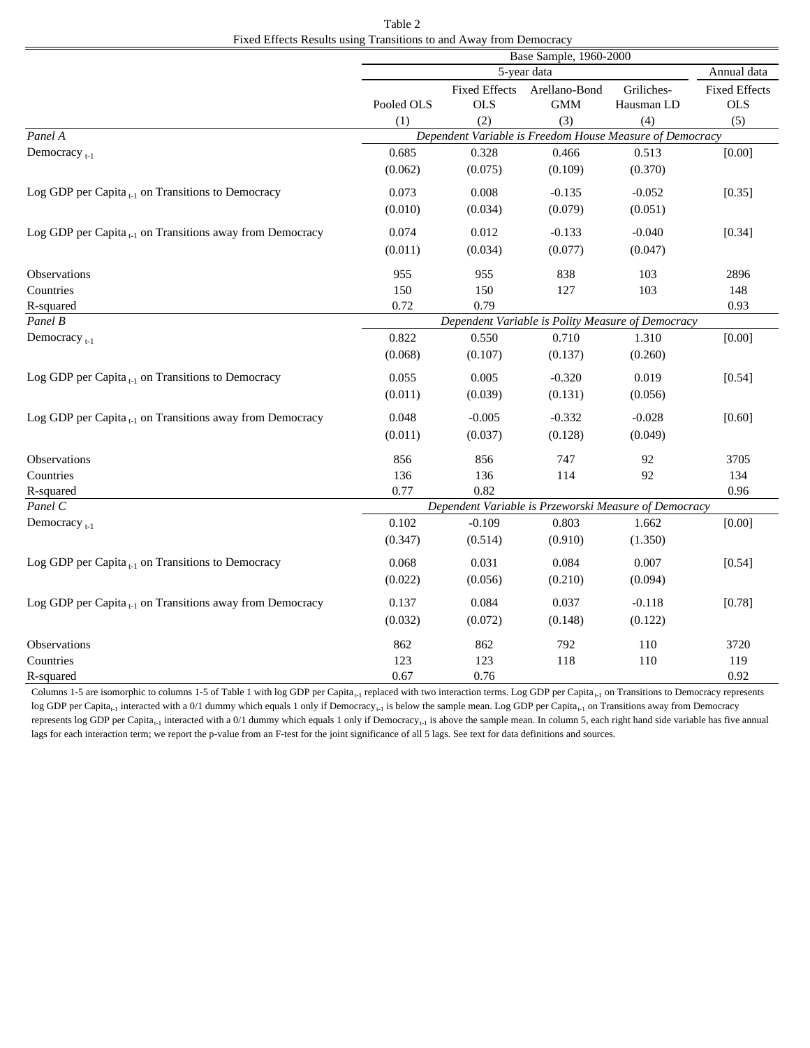Table 2

Fixed Effects Results using Transitions to and Away from Democracy

| | Base Sample, 1960-2000 | | | | |
|---|---|---|---|---|---|
| | 5-year data | | | | Annual data |
| | Pooled OLS | Fixed Effects OLS | Arellano-Bond GMM | Griliches-Hausman LD | Fixed Effects OLS |
| | (1) | (2) | (3) | (4) | (5) |
| *Panel A* | *Dependent Variable is Freedom House Measure of Democracy* | | | | |
| Democracy $_{t-1}$ | 0.685 | 0.328 | 0.466 | 0.513 | [0.00] |
| | (0.062) | (0.075) | (0.109) | (0.370) | |
| Log GDP per Capita $_{t-1}$ on Transitions to Democracy | 0.073 | 0.008 | -0.135 | -0.052 | [0.35] |
| | (0.010) | (0.034) | (0.079) | (0.051) | |
| Log GDP per Capita $_{t-1}$ on Transitions away from Democracy | 0.074 | 0.012 | -0.133 | -0.040 | [0.34] |
| | (0.011) | (0.034) | (0.077) | (0.047) | |
| Observations | 955 | 955 | 838 | 103 | 2896 |
| Countries | 150 | 150 | 127 | 103 | 148 |
| R-squared | 0.72 | 0.79 | | | 0.93 |
| *Panel B* | *Dependent Variable is Polity Measure of Democracy* | | | | |
| Democracy $_{t-1}$ | 0.822 | 0.550 | 0.710 | 1.310 | [0.00] |
| | (0.068) | (0.107) | (0.137) | (0.260) | |
| Log GDP per Capita $_{t-1}$ on Transitions to Democracy | 0.055 | 0.005 | -0.320 | 0.019 | [0.54] |
| | (0.011) | (0.039) | (0.131) | (0.056) | |
| Log GDP per Capita $_{t-1}$ on Transitions away from Democracy | 0.048 | -0.005 | -0.332 | -0.028 | [0.60] |
| | (0.011) | (0.037) | (0.128) | (0.049) | |
| Observations | 856 | 856 | 747 | 92 | 3705 |
| Countries | 136 | 136 | 114 | 92 | 134 |
| R-squared | 0.77 | 0.82 | | | 0.96 |
| *Panel C* | *Dependent Variable is Przeworski Measure of Democracy* | | | | |
| Democracy $_{t-1}$ | 0.102 | -0.109 | 0.803 | 1.662 | [0.00] |
| | (0.347) | (0.514) | (0.910) | (1.350) | |
| Log GDP per Capita $_{t-1}$ on Transitions to Democracy | 0.068 | 0.031 | 0.084 | 0.007 | [0.54] |
| | (0.022) | (0.056) | (0.210) | (0.094) | |
| Log GDP per Capita $_{t-1}$ on Transitions away from Democracy | 0.137 | 0.084 | 0.037 | -0.118 | [0.78] |
| | (0.032) | (0.072) | (0.148) | (0.122) | |
| Observations | 862 | 862 | 792 | 110 | 3720 |
| Countries | 123 | 123 | 118 | 110 | 119 |
| R-squared | 0.67 | 0.76 | | | 0.92 |

Columns 1-5 are isomorphic to columns 1-5 of Table 1 with log GDP per Capita$_{t-1}$ replaced with two interaction terms. Log GDP per Capita$_{t-1}$ on Transitions to Democracy represents log GDP per Capita$_{t-1}$ interacted with a 0/1 dummy which equals 1 only if Democracy$_{t-1}$ is below the sample mean. Log GDP per Capita$_{t-1}$ on Transitions away from Democracy represents log GDP per Capita$_{t-1}$ interacted with a 0/1 dummy which equals 1 only if Democracy$_{t-1}$ is above the sample mean. In column 5, each right hand side variable has five annual lags for each interaction term; we report the p-value from an F-test for the joint significance of all 5 lags. See text for data definitions and sources.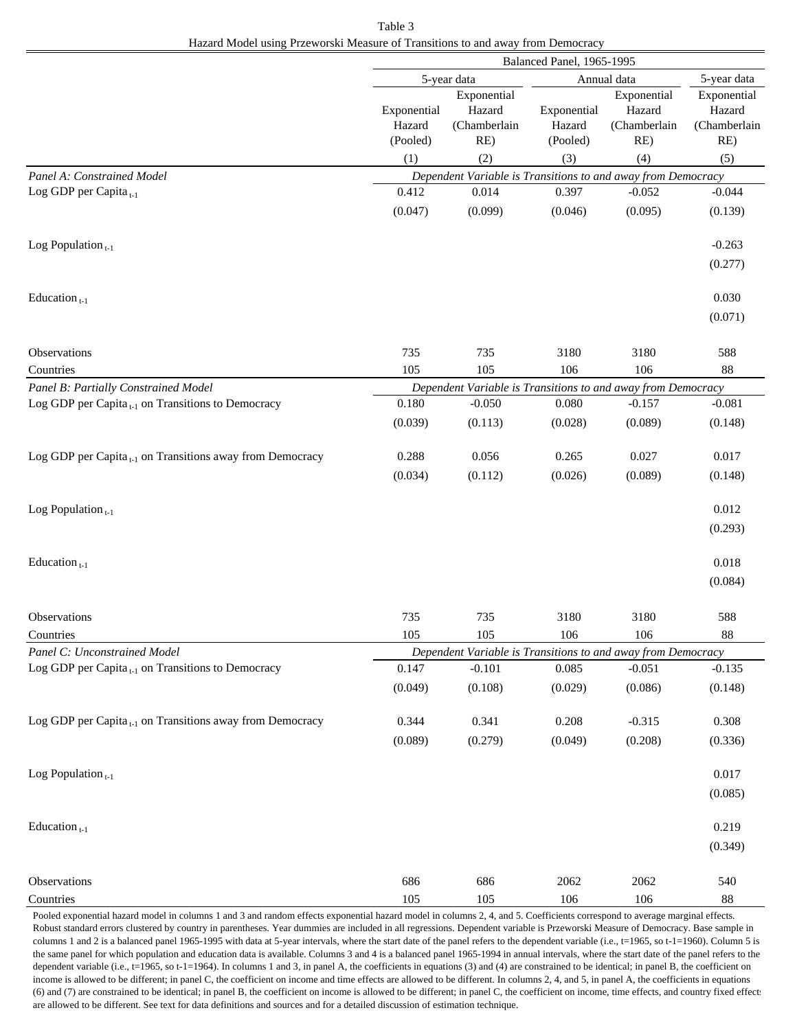Table 3

Hazard Model using Przeworski Measure of Transitions to and away from Democracy

| | Balanced Panel, 1965-1995 | | | | |
|---|---|---|---|---|---|
| | 5-year data | | Annual data | | 5-year data |
| | Exponential Hazard (Pooled) | Exponential Hazard (Chamberlain RE) | Exponential Hazard (Pooled) | Exponential Hazard (Chamberlain RE) | Exponential Hazard (Chamberlain RE) |
| | (1) | (2) | (3) | (4) | (5) |
| *Panel A: Constrained Model* | *Dependent Variable is Transitions to and away from Democracy* | | | | |
| Log GDP per Capita $_{t-1}$ | 0.412 | 0.014 | 0.397 | -0.052 | -0.044 |
| | (0.047) | (0.099) | (0.046) | (0.095) | (0.139) |
| Log Population $_{t-1}$ | | | | | -0.263 |
| | | | | | (0.277) |
| Education $_{t-1}$ | | | | | 0.030 |
| | | | | | (0.071) |
| Observations | 735 | 735 | 3180 | 3180 | 588 |
| Countries | 105 | 105 | 106 | 106 | 88 |
| *Panel B: Partially Constrained Model* | *Dependent Variable is Transitions to and away from Democracy* | | | | |
| Log GDP per Capita $_{t-1}$ on Transitions to Democracy | 0.180 | -0.050 | 0.080 | -0.157 | -0.081 |
| | (0.039) | (0.113) | (0.028) | (0.089) | (0.148) |
| Log GDP per Capita $_{t-1}$ on Transitions away from Democracy | 0.288 | 0.056 | 0.265 | 0.027 | 0.017 |
| | (0.034) | (0.112) | (0.026) | (0.089) | (0.148) |
| Log Population $_{t-1}$ | | | | | 0.012 |
| | | | | | (0.293) |
| Education $_{t-1}$ | | | | | 0.018 |
| | | | | | (0.084) |
| Observations | 735 | 735 | 3180 | 3180 | 588 |
| Countries | 105 | 105 | 106 | 106 | 88 |
| *Panel C: Unconstrained Model* | *Dependent Variable is Transitions to and away from Democracy* | | | | |
| Log GDP per Capita $_{t-1}$ on Transitions to Democracy | 0.147 | -0.101 | 0.085 | -0.051 | -0.135 |
| | (0.049) | (0.108) | (0.029) | (0.086) | (0.148) |
| Log GDP per Capita $_{t-1}$ on Transitions away from Democracy | 0.344 | 0.341 | 0.208 | -0.315 | 0.308 |
| | (0.089) | (0.279) | (0.049) | (0.208) | (0.336) |
| Log Population $_{t-1}$ | | | | | 0.017 |
| | | | | | (0.085) |
| Education $_{t-1}$ | | | | | 0.219 |
| | | | | | (0.349) |
| Observations | 686 | 686 | 2062 | 2062 | 540 |
| Countries | 105 | 105 | 106 | 106 | 88 |

Pooled exponential hazard model in columns 1 and 3 and random effects exponential hazard model in columns 2, 4, and 5. Coefficients correspond to average marginal effects. Robust standard errors clustered by country in parentheses. Year dummies are included in all regressions. Dependent variable is Przeworski Measure of Democracy. Base sample in columns 1 and 2 is a balanced panel 1965-1995 with data at 5-year intervals, where the start date of the panel refers to the dependent variable (i.e., t=1965, so t-1=1960). Column 5 is the same panel for which population and education data is available. Columns 3 and 4 is a balanced panel 1965-1994 in annual intervals, where the start date of the panel refers to the dependent variable (i.e., t=1965, so t-1=1964). In columns 1 and 3, in panel A, the coefficients in equations (3) and (4) are constrained to be identical; in panel B, the coefficient on income is allowed to be different; in panel C, the coefficient on income and time effects are allowed to be different. In columns 2, 4, and 5, in panel A, the coefficients in equations (6) and (7) are constrained to be identical; in panel B, the coefficient on income is allowed to be different; in panel C, the coefficient on income, time effects, and country fixed effects are allowed to be different. See text for data definitions and sources and for a detailed discussion of estimation technique.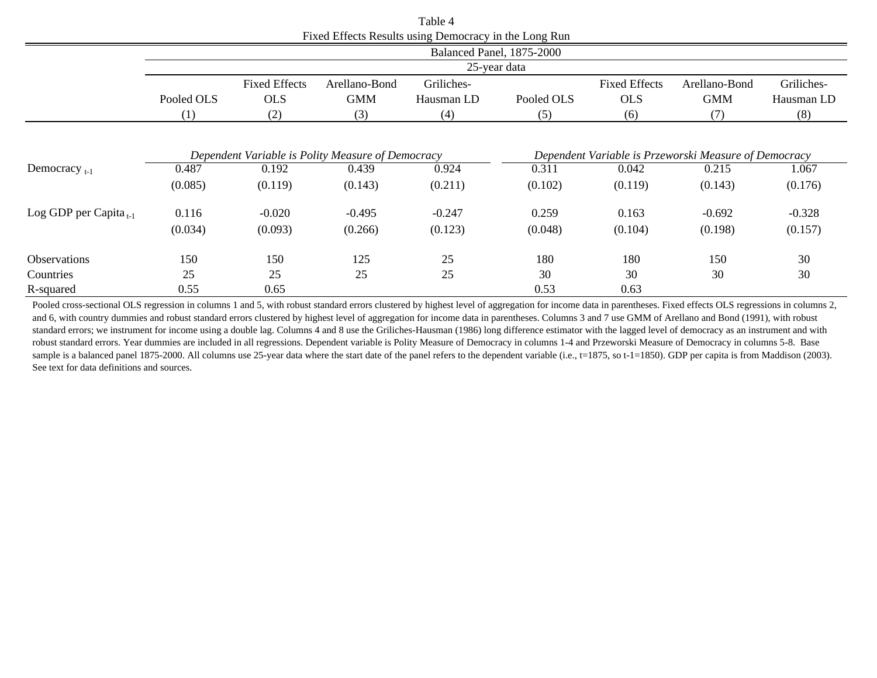Table 4

Fixed Effects Results using Democracy in the Long Run

| | Balanced Panel, 1875-2000 | | | | | | | |
|---|---|---|---|---|---|---|---|---|
| | 25-year data | | | | | | | |
| | Pooled OLS | Fixed Effects OLS | Arellano-Bond GMM | Griliches-Hausman LD | Pooled OLS | Fixed Effects OLS | Arellano-Bond GMM | Griliches-Hausman LD |
| | (1) | (2) | (3) | (4) | (5) | (6) | (7) | (8) |
| | *Dependent Variable is Polity Measure of Democracy* | | | | *Dependent Variable is Przeworski Measure of Democracy* | | | |
| Democracy $_{t-1}$ | 0.487 | 0.192 | 0.439 | 0.924 | 0.311 | 0.042 | 0.215 | 1.067 |
| | (0.085) | (0.119) | (0.143) | (0.211) | (0.102) | (0.119) | (0.143) | (0.176) |
| Log GDP per Capita $_{t-1}$ | 0.116 | -0.020 | -0.495 | -0.247 | 0.259 | 0.163 | -0.692 | -0.328 |
| | (0.034) | (0.093) | (0.266) | (0.123) | (0.048) | (0.104) | (0.198) | (0.157) |
| Observations | 150 | 150 | 125 | 25 | 180 | 180 | 150 | 30 |
| Countries | 25 | 25 | 25 | 25 | 30 | 30 | 30 | 30 |
| R-squared | 0.55 | 0.65 | | | 0.53 | 0.63 | | |

Pooled cross-sectional OLS regression in columns 1 and 5, with robust standard errors clustered by highest level of aggregation for income data in parentheses. Fixed effects OLS regressions in columns 2, and 6, with country dummies and robust standard errors clustered by highest level of aggregation for income data in parentheses. Columns 3 and 7 use GMM of Arellano and Bond (1991), with robust standard errors; we instrument for income using a double lag. Columns 4 and 8 use the Griliches-Hausman (1986) long difference estimator with the lagged level of democracy as an instrument and with robust standard errors. Year dummies are included in all regressions. Dependent variable is Polity Measure of Democracy in columns 1-4 and Przeworski Measure of Democracy in columns 5-8. Base sample is a balanced panel 1875-2000. All columns use 25-year data where the start date of the panel refers to the dependent variable (i.e., t=1875, so t-1=1850). GDP per capita is from Maddison (2003). See text for data definitions and sources.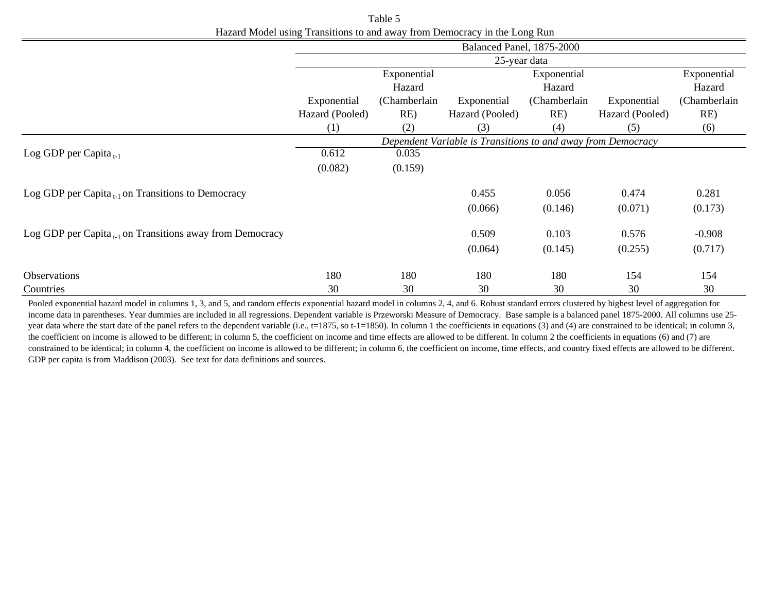Table 5

Hazard Model using Transitions to and away from Democracy in the Long Run

| | Balanced Panel, 1875-2000 | | | | | |
|---|---|---|---|---|---|---|
| | 25-year data | | | | | |
| | Exponential Hazard (Pooled) | Exponential Hazard (Chamberlain RE) | Exponential Hazard (Pooled) | Exponential Hazard (Chamberlain RE) | Exponential Hazard (Pooled) | Exponential Hazard (Chamberlain RE) |
| | (1) | (2) | (3) | (4) | (5) | (6) |
| | *Dependent Variable is Transitions to and away from Democracy* | | | | | |
| Log GDP per Capita $_{t-1}$ | 0.612 | 0.035 | | | | |
| | (0.082) | (0.159) | | | | |
| Log GDP per Capita $_{t-1}$ on Transitions to Democracy | | | 0.455 | 0.056 | 0.474 | 0.281 |
| | | | (0.066) | (0.146) | (0.071) | (0.173) |
| Log GDP per Capita $_{t-1}$ on Transitions away from Democracy | | | 0.509 | 0.103 | 0.576 | -0.908 |
| | | | (0.064) | (0.145) | (0.255) | (0.717) |
| Observations | 180 | 180 | 180 | 180 | 154 | 154 |
| Countries | 30 | 30 | 30 | 30 | 30 | 30 |

Pooled exponential hazard model in columns 1, 3, and 5, and random effects exponential hazard model in columns 2, 4, and 6. Robust standard errors clustered by highest level of aggregation for income data in parentheses. Year dummies are included in all regressions. Dependent variable is Przeworski Measure of Democracy. Base sample is a balanced panel 1875-2000. All columns use 25-year data where the start date of the panel refers to the dependent variable (i.e., t=1875, so t-1=1850). In column 1 the coefficients in equations (3) and (4) are constrained to be identical; in column 3, the coefficient on income is allowed to be different; in column 5, the coefficient on income and time effects are allowed to be different. In column 2 the coefficients in equations (6) and (7) are constrained to be identical; in column 4, the coefficient on income is allowed to be different; in column 6, the coefficient on income, time effects, and country fixed effects are allowed to be different. GDP per capita is from Maddison (2003). See text for data definitions and sources.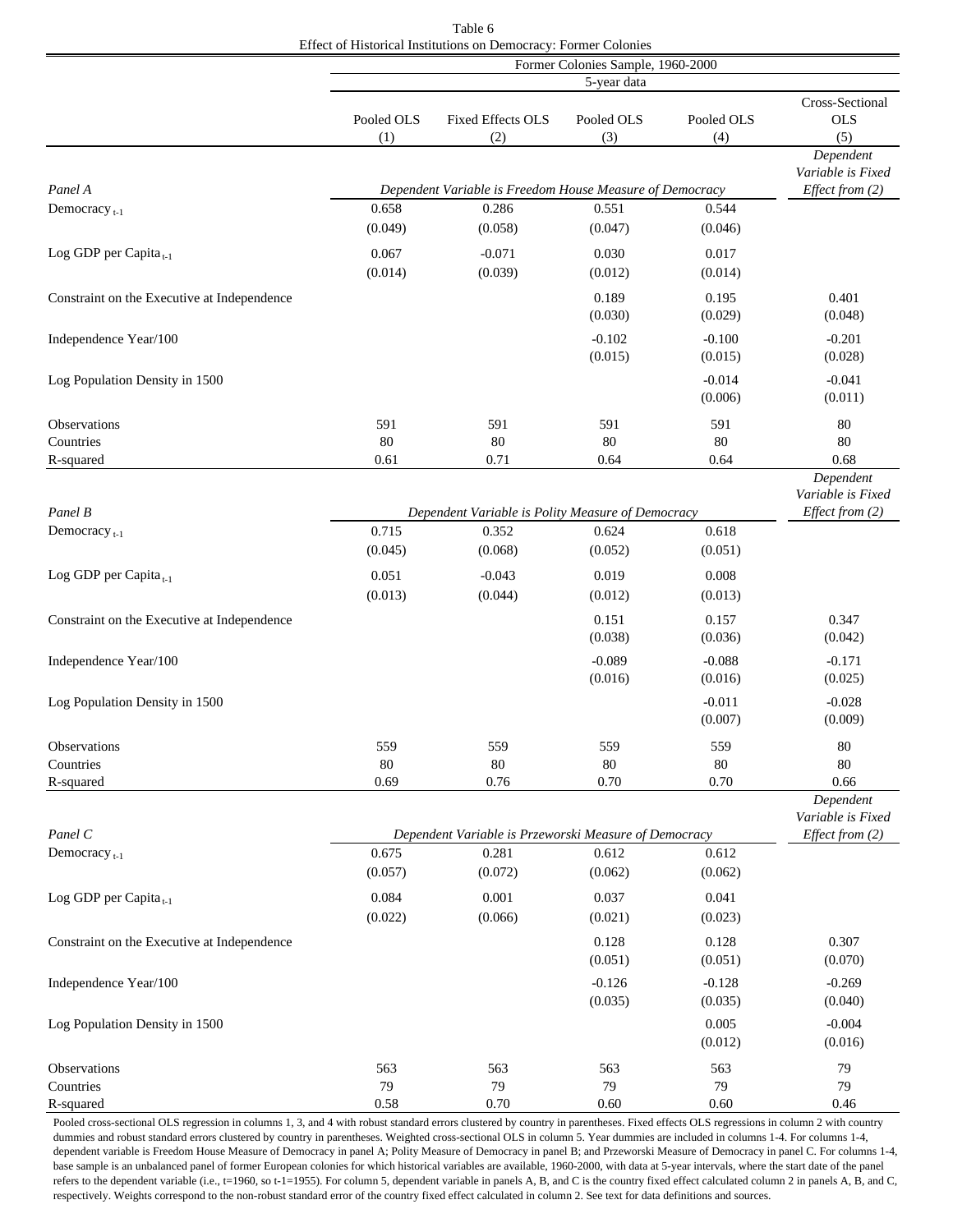Table 6
Effect of Historical Institutions on Democracy: Former Colonies

| | Former Colonies Sample, 1960-2000 | | | | |
|---|---|---|---|---|---|
| | 5-year data | | | | |
| | Pooled OLS | Fixed Effects OLS | Pooled OLS | Pooled OLS | Cross-Sectional OLS |
| | (1) | (2) | (3) | (4) | (5) |
| *Panel A* | *Dependent Variable is Freedom House Measure of Democracy* | | | | *Dependent Variable is Fixed Effect from (2)* |
| Democracy $_{t-1}$ | 0.658 | 0.286 | 0.551 | 0.544 | |
| | (0.049) | (0.058) | (0.047) | (0.046) | |
| Log GDP per Capita $_{t-1}$ | 0.067 | -0.071 | 0.030 | 0.017 | |
| | (0.014) | (0.039) | (0.012) | (0.014) | |
| Constraint on the Executive at Independence | | | 0.189 | 0.195 | 0.401 |
| | | | (0.030) | (0.029) | (0.048) |
| Independence Year/100 | | | -0.102 | -0.100 | -0.201 |
| | | | (0.015) | (0.015) | (0.028) |
| Log Population Density in 1500 | | | | -0.014 | -0.041 |
| | | | | (0.006) | (0.011) |
| Observations | 591 | 591 | 591 | 591 | 80 |
| Countries | 80 | 80 | 80 | 80 | 80 |
| R-squared | 0.61 | 0.71 | 0.64 | 0.64 | 0.68 |
| *Panel B* | *Dependent Variable is Polity Measure of Democracy* | | | | *Dependent Variable is Fixed Effect from (2)* |
| Democracy $_{t-1}$ | 0.715 | 0.352 | 0.624 | 0.618 | |
| | (0.045) | (0.068) | (0.052) | (0.051) | |
| Log GDP per Capita $_{t-1}$ | 0.051 | -0.043 | 0.019 | 0.008 | |
| | (0.013) | (0.044) | (0.012) | (0.013) | |
| Constraint on the Executive at Independence | | | 0.151 | 0.157 | 0.347 |
| | | | (0.038) | (0.036) | (0.042) |
| Independence Year/100 | | | -0.089 | -0.088 | -0.171 |
| | | | (0.016) | (0.016) | (0.025) |
| Log Population Density in 1500 | | | | -0.011 | -0.028 |
| | | | | (0.007) | (0.009) |
| Observations | 559 | 559 | 559 | 559 | 80 |
| Countries | 80 | 80 | 80 | 80 | 80 |
| R-squared | 0.69 | 0.76 | 0.70 | 0.70 | 0.66 |
| *Panel C* | *Dependent Variable is Przeworski Measure of Democracy* | | | | *Dependent Variable is Fixed Effect from (2)* |
| Democracy $_{t-1}$ | 0.675 | 0.281 | 0.612 | 0.612 | |
| | (0.057) | (0.072) | (0.062) | (0.062) | |
| Log GDP per Capita $_{t-1}$ | 0.084 | 0.001 | 0.037 | 0.041 | |
| | (0.022) | (0.066) | (0.021) | (0.023) | |
| Constraint on the Executive at Independence | | | 0.128 | 0.128 | 0.307 |
| | | | (0.051) | (0.051) | (0.070) |
| Independence Year/100 | | | -0.126 | -0.128 | -0.269 |
| | | | (0.035) | (0.035) | (0.040) |
| Log Population Density in 1500 | | | | 0.005 | -0.004 |
| | | | | (0.012) | (0.016) |
| Observations | 563 | 563 | 563 | 563 | 79 |
| Countries | 79 | 79 | 79 | 79 | 79 |
| R-squared | 0.58 | 0.70 | 0.60 | 0.60 | 0.46 |

Pooled cross-sectional OLS regression in columns 1, 3, and 4 with robust standard errors clustered by country in parentheses. Fixed effects OLS regressions in column 2 with country dummies and robust standard errors clustered by country in parentheses. Weighted cross-sectional OLS in column 5. Year dummies are included in columns 1-4. For columns 1-4, dependent variable is Freedom House Measure of Democracy in panel A; Polity Measure of Democracy in panel B; and Przeworski Measure of Democracy in panel C. For columns 1-4, base sample is an unbalanced panel of former European colonies for which historical variables are available, 1960-2000, with data at 5-year intervals, where the start date of the panel refers to the dependent variable (i.e., t=1960, so t-1=1955). For column 5, dependent variable in panels A, B, and C is the country fixed effect calculated column 2 in panels A, B, and C, respectively. Weights correspond to the non-robust standard error of the country fixed effect calculated in column 2. See text for data definitions and sources.